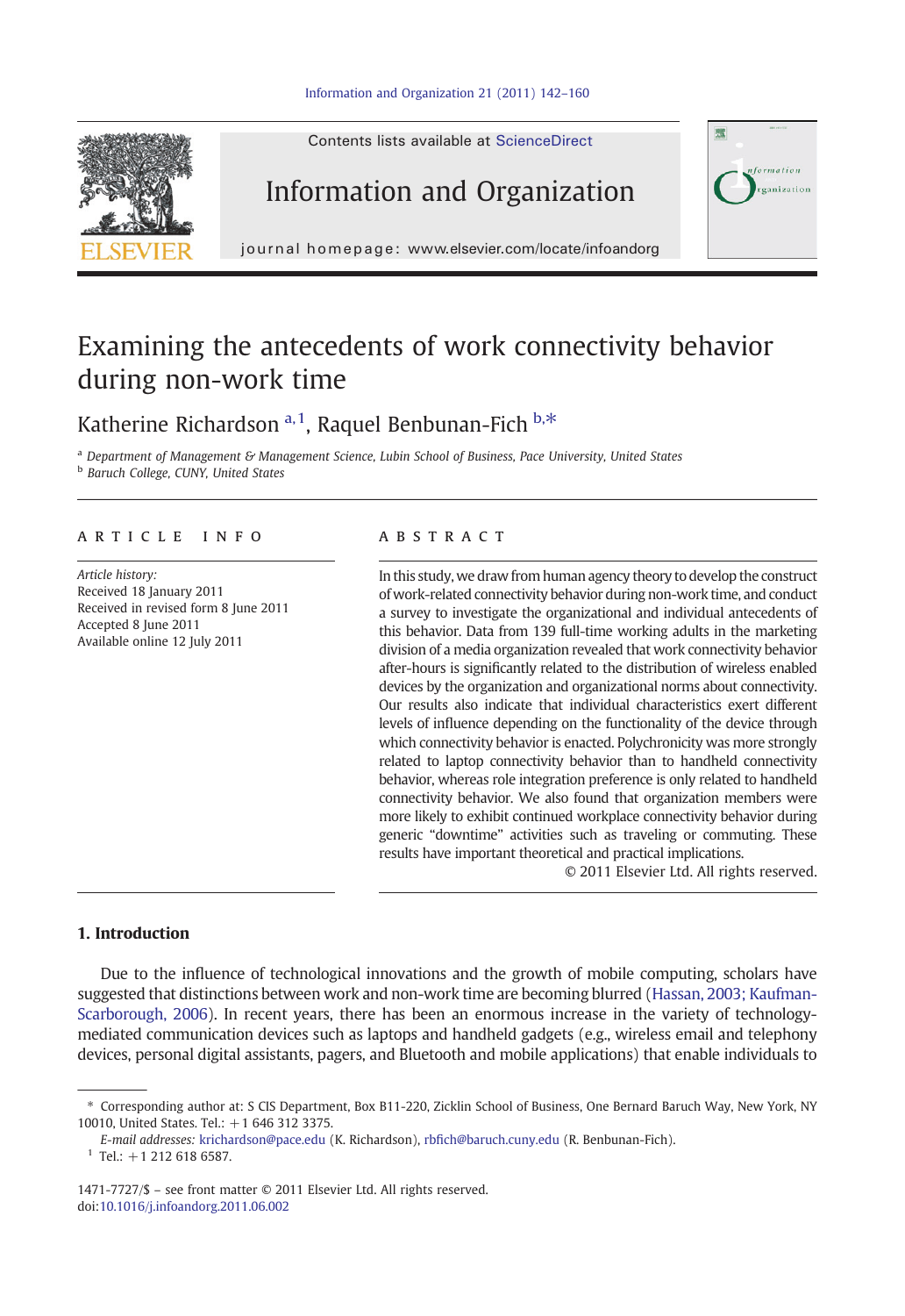# Examining the antecedents of work connectivity behavior during non-work time

Katherine Richardson [a,1], Raquel Benbunan-Fich [b,*]

[a] Department of Management & Management Science, Lubin School of Business, Pace University, United States
[b] Baruch College, CUNY, United States

## ARTICLE INFO

*Article history:*
Received 18 January 2011
Received in revised form 8 June 2011
Accepted 8 June 2011
Available online 12 July 2011

## ABSTRACT

In this study, we draw from human agency theory to develop the construct of work-related connectivity behavior during non-work time, and conduct a survey to investigate the organizational and individual antecedents of this behavior. Data from 139 full-time working adults in the marketing division of a media organization revealed that work connectivity behavior after-hours is significantly related to the distribution of wireless enabled devices by the organization and organizational norms about connectivity. Our results also indicate that individual characteristics exert different levels of influence depending on the functionality of the device through which connectivity behavior is enacted. Polychronicity was more strongly related to laptop connectivity behavior than to handheld connectivity behavior, whereas role integration preference is only related to handheld connectivity behavior. We also found that organization members were more likely to exhibit continued workplace connectivity behavior during generic "downtime" activities such as traveling or commuting. These results have important theoretical and practical implications.

© 2011 Elsevier Ltd. All rights reserved.

## 1. Introduction

Due to the influence of technological innovations and the growth of mobile computing, scholars have suggested that distinctions between work and non-work time are becoming blurred (Hassan, 2003; Kaufman-Scarborough, 2006). In recent years, there has been an enormous increase in the variety of technology-mediated communication devices such as laptops and handheld gadgets (e.g., wireless email and telephony devices, personal digital assistants, pagers, and Bluetooth and mobile applications) that enable individuals to

---

\* Corresponding author at: S CIS Department, Box B11-220, Zicklin School of Business, One Bernard Baruch Way, New York, NY 10010, United States. Tel.: +1 646 312 3375.

*E-mail addresses:* krichardson@pace.edu (K. Richardson), rbfich@baruch.cuny.edu (R. Benbunan-Fich).

[1] Tel.: +1 212 618 6587.

1471-7727/$ – see front matter © 2011 Elsevier Ltd. All rights reserved.
doi:10.1016/j.infoandorg.2011.06.002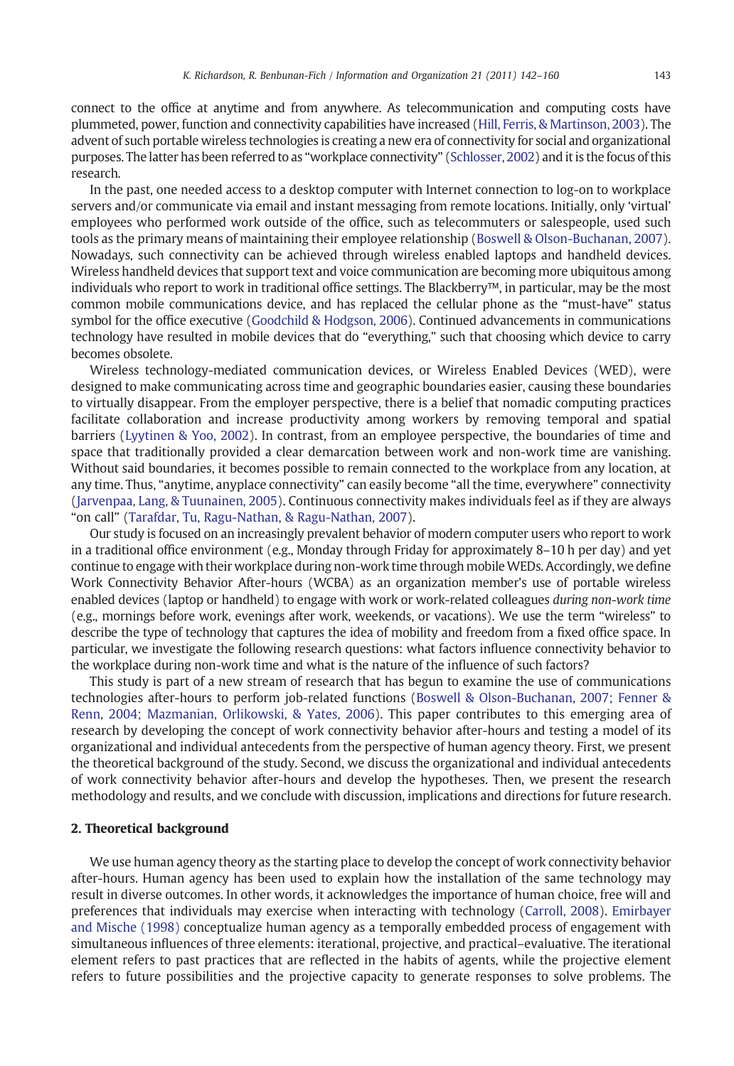connect to the office at anytime and from anywhere. As telecommunication and computing costs have plummeted, power, function and connectivity capabilities have increased (Hill, Ferris, & Martinson, 2003). The advent of such portable wireless technologies is creating a new era of connectivity for social and organizational purposes. The latter has been referred to as "workplace connectivity" (Schlosser, 2002) and it is the focus of this research.

In the past, one needed access to a desktop computer with Internet connection to log-on to workplace servers and/or communicate via email and instant messaging from remote locations. Initially, only 'virtual' employees who performed work outside of the office, such as telecommuters or salespeople, used such tools as the primary means of maintaining their employee relationship (Boswell & Olson-Buchanan, 2007). Nowadays, such connectivity can be achieved through wireless enabled laptops and handheld devices. Wireless handheld devices that support text and voice communication are becoming more ubiquitous among individuals who report to work in traditional office settings. The Blackberry™, in particular, may be the most common mobile communications device, and has replaced the cellular phone as the "must-have" status symbol for the office executive (Goodchild & Hodgson, 2006). Continued advancements in communications technology have resulted in mobile devices that do "everything," such that choosing which device to carry becomes obsolete.

Wireless technology-mediated communication devices, or Wireless Enabled Devices (WED), were designed to make communicating across time and geographic boundaries easier, causing these boundaries to virtually disappear. From the employer perspective, there is a belief that nomadic computing practices facilitate collaboration and increase productivity among workers by removing temporal and spatial barriers (Lyytinen & Yoo, 2002). In contrast, from an employee perspective, the boundaries of time and space that traditionally provided a clear demarcation between work and non-work time are vanishing. Without said boundaries, it becomes possible to remain connected to the workplace from any location, at any time. Thus, "anytime, anyplace connectivity" can easily become "all the time, everywhere" connectivity (Jarvenpaa, Lang, & Tuunainen, 2005). Continuous connectivity makes individuals feel as if they are always "on call" (Tarafdar, Tu, Ragu-Nathan, & Ragu-Nathan, 2007).

Our study is focused on an increasingly prevalent behavior of modern computer users who report to work in a traditional office environment (e.g., Monday through Friday for approximately 8–10 h per day) and yet continue to engage with their workplace during non-work time through mobile WEDs. Accordingly, we define Work Connectivity Behavior After-hours (WCBA) as an organization member's use of portable wireless enabled devices (laptop or handheld) to engage with work or work-related colleagues *during non-work time* (e.g., mornings before work, evenings after work, weekends, or vacations). We use the term "wireless" to describe the type of technology that captures the idea of mobility and freedom from a fixed office space. In particular, we investigate the following research questions: what factors influence connectivity behavior to the workplace during non-work time and what is the nature of the influence of such factors?

This study is part of a new stream of research that has begun to examine the use of communications technologies after-hours to perform job-related functions (Boswell & Olson-Buchanan, 2007; Fenner & Renn, 2004; Mazmanian, Orlikowski, & Yates, 2006). This paper contributes to this emerging area of research by developing the concept of work connectivity behavior after-hours and testing a model of its organizational and individual antecedents from the perspective of human agency theory. First, we present the theoretical background of the study. Second, we discuss the organizational and individual antecedents of work connectivity behavior after-hours and develop the hypotheses. Then, we present the research methodology and results, and we conclude with discussion, implications and directions for future research.

## 2. Theoretical background

We use human agency theory as the starting place to develop the concept of work connectivity behavior after-hours. Human agency has been used to explain how the installation of the same technology may result in diverse outcomes. In other words, it acknowledges the importance of human choice, free will and preferences that individuals may exercise when interacting with technology (Carroll, 2008). Emirbayer and Mische (1998) conceptualize human agency as a temporally embedded process of engagement with simultaneous influences of three elements: iterational, projective, and practical–evaluative. The iterational element refers to past practices that are reflected in the habits of agents, while the projective element refers to future possibilities and the projective capacity to generate responses to solve problems. The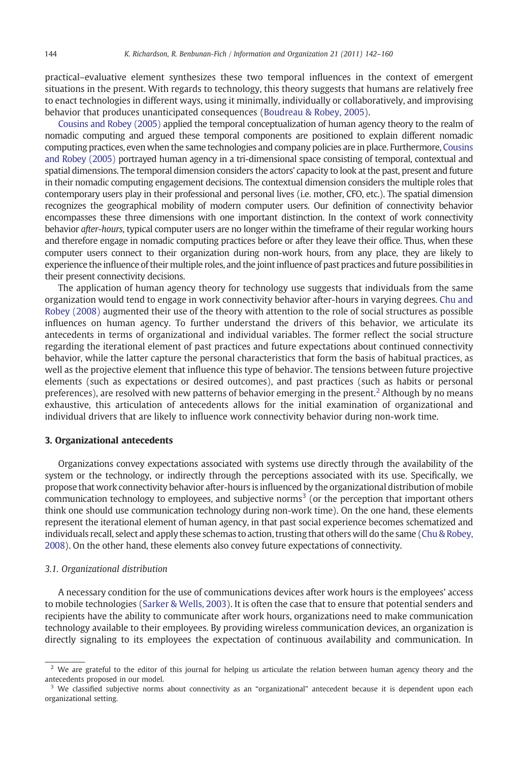practical–evaluative element synthesizes these two temporal influences in the context of emergent situations in the present. With regards to technology, this theory suggests that humans are relatively free to enact technologies in different ways, using it minimally, individually or collaboratively, and improvising behavior that produces unanticipated consequences (Boudreau & Robey, 2005).

Cousins and Robey (2005) applied the temporal conceptualization of human agency theory to the realm of nomadic computing and argued these temporal components are positioned to explain different nomadic computing practices, even when the same technologies and company policies are in place. Furthermore, Cousins and Robey (2005) portrayed human agency in a tri-dimensional space consisting of temporal, contextual and spatial dimensions. The temporal dimension considers the actors' capacity to look at the past, present and future in their nomadic computing engagement decisions. The contextual dimension considers the multiple roles that contemporary users play in their professional and personal lives (i.e. mother, CFO, etc.). The spatial dimension recognizes the geographical mobility of modern computer users. Our definition of connectivity behavior encompasses these three dimensions with one important distinction. In the context of work connectivity behavior *after-hours*, typical computer users are no longer within the timeframe of their regular working hours and therefore engage in nomadic computing practices before or after they leave their office. Thus, when these computer users connect to their organization during non-work hours, from any place, they are likely to experience the influence of their multiple roles, and the joint influence of past practices and future possibilities in their present connectivity decisions.

The application of human agency theory for technology use suggests that individuals from the same organization would tend to engage in work connectivity behavior after-hours in varying degrees. Chu and Robey (2008) augmented their use of the theory with attention to the role of social structures as possible influences on human agency. To further understand the drivers of this behavior, we articulate its antecedents in terms of organizational and individual variables. The former reflect the social structure regarding the iterational element of past practices and future expectations about continued connectivity behavior, while the latter capture the personal characteristics that form the basis of habitual practices, as well as the projective element that influence this type of behavior. The tensions between future projective elements (such as expectations or desired outcomes), and past practices (such as habits or personal preferences), are resolved with new patterns of behavior emerging in the present.[2] Although by no means exhaustive, this articulation of antecedents allows for the initial examination of organizational and individual drivers that are likely to influence work connectivity behavior during non-work time.

## 3. Organizational antecedents

Organizations convey expectations associated with systems use directly through the availability of the system or the technology, or indirectly through the perceptions associated with its use. Specifically, we propose that work connectivity behavior after-hours is influenced by the organizational distribution of mobile communication technology to employees, and subjective norms[3] (or the perception that important others think one should use communication technology during non-work time). On the one hand, these elements represent the iterational element of human agency, in that past social experience becomes schematized and individuals recall, select and apply these schemas to action, trusting that others will do the same (Chu & Robey, 2008). On the other hand, these elements also convey future expectations of connectivity.

### 3.1. Organizational distribution

A necessary condition for the use of communications devices after work hours is the employees' access to mobile technologies (Sarker & Wells, 2003). It is often the case that to ensure that potential senders and recipients have the ability to communicate after work hours, organizations need to make communication technology available to their employees. By providing wireless communication devices, an organization is directly signaling to its employees the expectation of continuous availability and communication. In

---

[2] We are grateful to the editor of this journal for helping us articulate the relation between human agency theory and the antecedents proposed in our model.

[3] We classified subjective norms about connectivity as an "organizational" antecedent because it is dependent upon each organizational setting.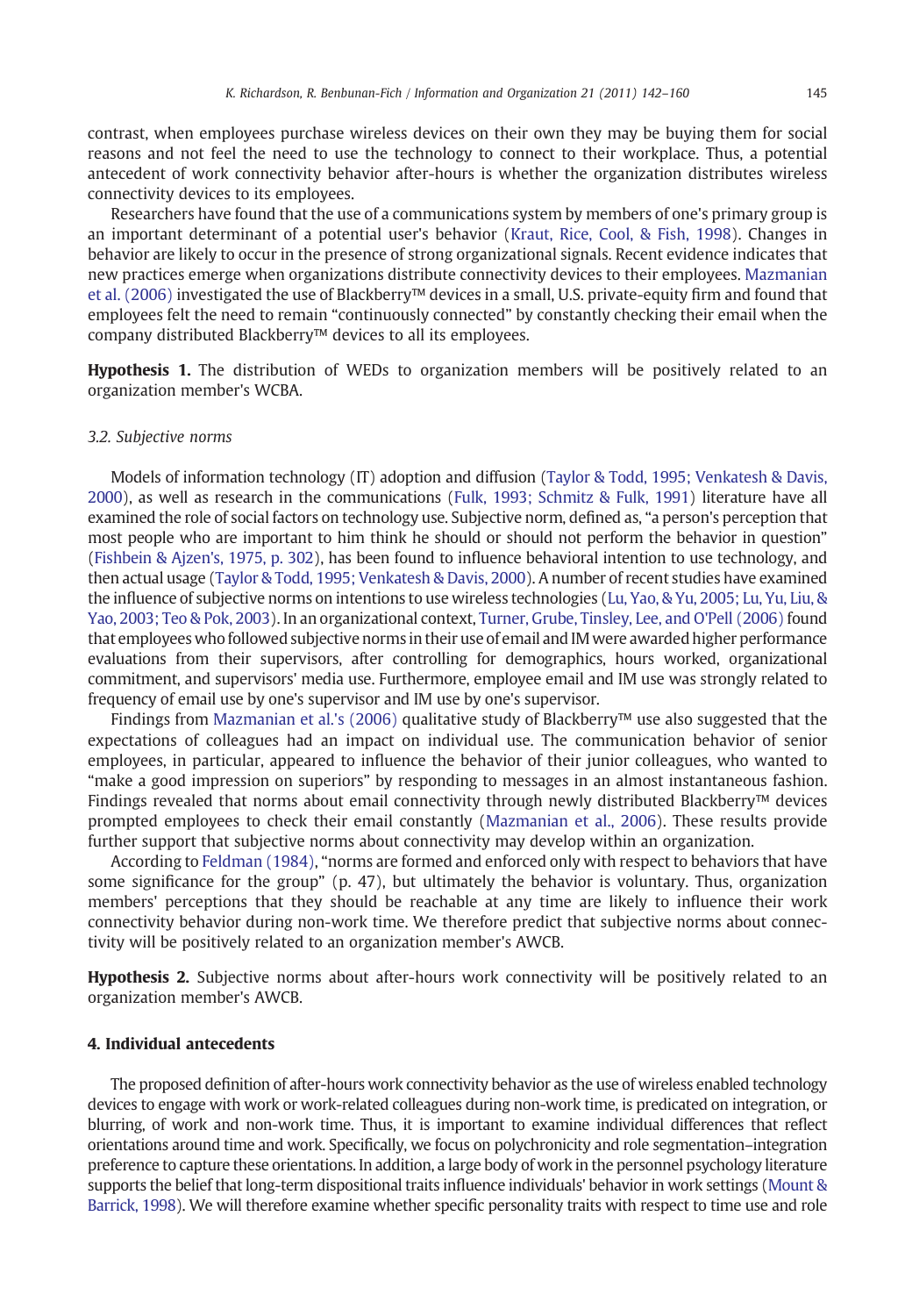contrast, when employees purchase wireless devices on their own they may be buying them for social reasons and not feel the need to use the technology to connect to their workplace. Thus, a potential antecedent of work connectivity behavior after-hours is whether the organization distributes wireless connectivity devices to its employees.

Researchers have found that the use of a communications system by members of one's primary group is an important determinant of a potential user's behavior (Kraut, Rice, Cool, & Fish, 1998). Changes in behavior are likely to occur in the presence of strong organizational signals. Recent evidence indicates that new practices emerge when organizations distribute connectivity devices to their employees. Mazmanian et al. (2006) investigated the use of Blackberry™ devices in a small, U.S. private-equity firm and found that employees felt the need to remain "continuously connected" by constantly checking their email when the company distributed Blackberry™ devices to all its employees.

**Hypothesis 1.** The distribution of WEDs to organization members will be positively related to an organization member's WCBA.

### 3.2. Subjective norms

Models of information technology (IT) adoption and diffusion (Taylor & Todd, 1995; Venkatesh & Davis, 2000), as well as research in the communications (Fulk, 1993; Schmitz & Fulk, 1991) literature have all examined the role of social factors on technology use. Subjective norm, defined as, "a person's perception that most people who are important to him think he should or should not perform the behavior in question" (Fishbein & Ajzen's, 1975, p. 302), has been found to influence behavioral intention to use technology, and then actual usage (Taylor & Todd, 1995; Venkatesh & Davis, 2000). A number of recent studies have examined the influence of subjective norms on intentions to use wireless technologies (Lu, Yao, & Yu, 2005; Lu, Yu, Liu, & Yao, 2003; Teo & Pok, 2003). In an organizational context, Turner, Grube, Tinsley, Lee, and O'Pell (2006) found that employees who followed subjective norms in their use of email and IM were awarded higher performance evaluations from their supervisors, after controlling for demographics, hours worked, organizational commitment, and supervisors' media use. Furthermore, employee email and IM use was strongly related to frequency of email use by one's supervisor and IM use by one's supervisor.

Findings from Mazmanian et al.'s (2006) qualitative study of Blackberry™ use also suggested that the expectations of colleagues had an impact on individual use. The communication behavior of senior employees, in particular, appeared to influence the behavior of their junior colleagues, who wanted to "make a good impression on superiors" by responding to messages in an almost instantaneous fashion. Findings revealed that norms about email connectivity through newly distributed Blackberry™ devices prompted employees to check their email constantly (Mazmanian et al., 2006). These results provide further support that subjective norms about connectivity may develop within an organization.

According to Feldman (1984), "norms are formed and enforced only with respect to behaviors that have some significance for the group" (p. 47), but ultimately the behavior is voluntary. Thus, organization members' perceptions that they should be reachable at any time are likely to influence their work connectivity behavior during non-work time. We therefore predict that subjective norms about connectivity will be positively related to an organization member's AWCB.

**Hypothesis 2.** Subjective norms about after-hours work connectivity will be positively related to an organization member's AWCB.

## 4. Individual antecedents

The proposed definition of after-hours work connectivity behavior as the use of wireless enabled technology devices to engage with work or work-related colleagues during non-work time, is predicated on integration, or blurring, of work and non-work time. Thus, it is important to examine individual differences that reflect orientations around time and work. Specifically, we focus on polychronicity and role segmentation–integration preference to capture these orientations. In addition, a large body of work in the personnel psychology literature supports the belief that long-term dispositional traits influence individuals' behavior in work settings (Mount & Barrick, 1998). We will therefore examine whether specific personality traits with respect to time use and role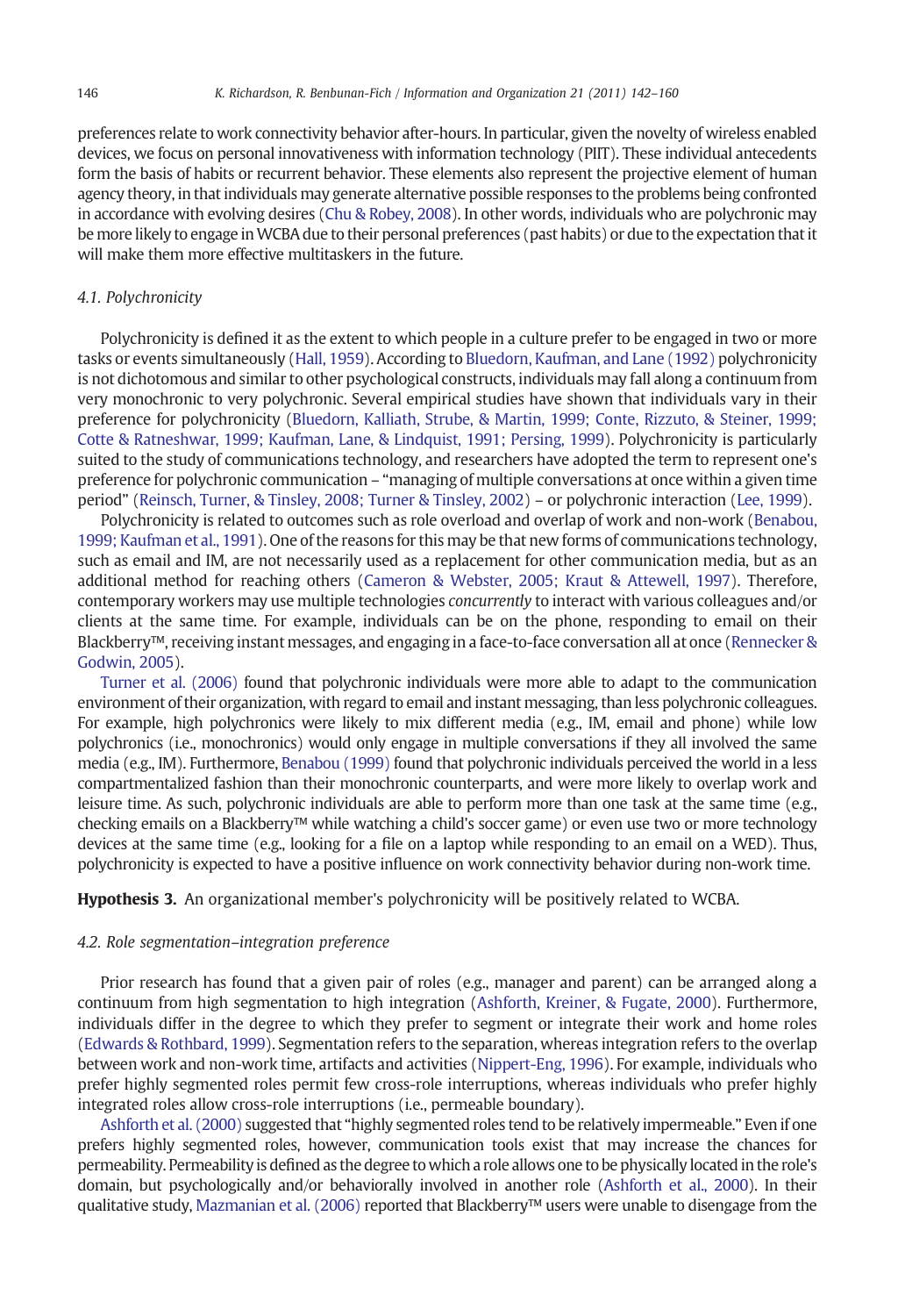preferences relate to work connectivity behavior after-hours. In particular, given the novelty of wireless enabled devices, we focus on personal innovativeness with information technology (PIIT). These individual antecedents form the basis of habits or recurrent behavior. These elements also represent the projective element of human agency theory, in that individuals may generate alternative possible responses to the problems being confronted in accordance with evolving desires (Chu & Robey, 2008). In other words, individuals who are polychronic may be more likely to engage in WCBA due to their personal preferences (past habits) or due to the expectation that it will make them more effective multitaskers in the future.

### 4.1. Polychronicity

Polychronicity is defined it as the extent to which people in a culture prefer to be engaged in two or more tasks or events simultaneously (Hall, 1959). According to Bluedorn, Kaufman, and Lane (1992) polychronicity is not dichotomous and similar to other psychological constructs, individuals may fall along a continuum from very monochronic to very polychronic. Several empirical studies have shown that individuals vary in their preference for polychronicity (Bluedorn, Kalliath, Strube, & Martin, 1999; Conte, Rizzuto, & Steiner, 1999; Cotte & Ratneshwar, 1999; Kaufman, Lane, & Lindquist, 1991; Persing, 1999). Polychronicity is particularly suited to the study of communications technology, and researchers have adopted the term to represent one's preference for polychronic communication – "managing of multiple conversations at once within a given time period" (Reinsch, Turner, & Tinsley, 2008; Turner & Tinsley, 2002) – or polychronic interaction (Lee, 1999).

Polychronicity is related to outcomes such as role overload and overlap of work and non-work (Benabou, 1999; Kaufman et al., 1991). One of the reasons for this may be that new forms of communications technology, such as email and IM, are not necessarily used as a replacement for other communication media, but as an additional method for reaching others (Cameron & Webster, 2005; Kraut & Attewell, 1997). Therefore, contemporary workers may use multiple technologies *concurrently* to interact with various colleagues and/or clients at the same time. For example, individuals can be on the phone, responding to email on their Blackberry™, receiving instant messages, and engaging in a face-to-face conversation all at once (Rennecker & Godwin, 2005).

Turner et al. (2006) found that polychronic individuals were more able to adapt to the communication environment of their organization, with regard to email and instant messaging, than less polychronic colleagues. For example, high polychronics were likely to mix different media (e.g., IM, email and phone) while low polychronics (i.e., monochronics) would only engage in multiple conversations if they all involved the same media (e.g., IM). Furthermore, Benabou (1999) found that polychronic individuals perceived the world in a less compartmentalized fashion than their monochronic counterparts, and were more likely to overlap work and leisure time. As such, polychronic individuals are able to perform more than one task at the same time (e.g., checking emails on a Blackberry™ while watching a child's soccer game) or even use two or more technology devices at the same time (e.g., looking for a file on a laptop while responding to an email on a WED). Thus, polychronicity is expected to have a positive influence on work connectivity behavior during non-work time.

**Hypothesis 3.** An organizational member's polychronicity will be positively related to WCBA.

### 4.2. Role segmentation–integration preference

Prior research has found that a given pair of roles (e.g., manager and parent) can be arranged along a continuum from high segmentation to high integration (Ashforth, Kreiner, & Fugate, 2000). Furthermore, individuals differ in the degree to which they prefer to segment or integrate their work and home roles (Edwards & Rothbard, 1999). Segmentation refers to the separation, whereas integration refers to the overlap between work and non-work time, artifacts and activities (Nippert-Eng, 1996). For example, individuals who prefer highly segmented roles permit few cross-role interruptions, whereas individuals who prefer highly integrated roles allow cross-role interruptions (i.e., permeable boundary).

Ashforth et al. (2000) suggested that "highly segmented roles tend to be relatively impermeable." Even if one prefers highly segmented roles, however, communication tools exist that may increase the chances for permeability. Permeability is defined as the degree to which a role allows one to be physically located in the role's domain, but psychologically and/or behaviorally involved in another role (Ashforth et al., 2000). In their qualitative study, Mazmanian et al. (2006) reported that Blackberry™ users were unable to disengage from the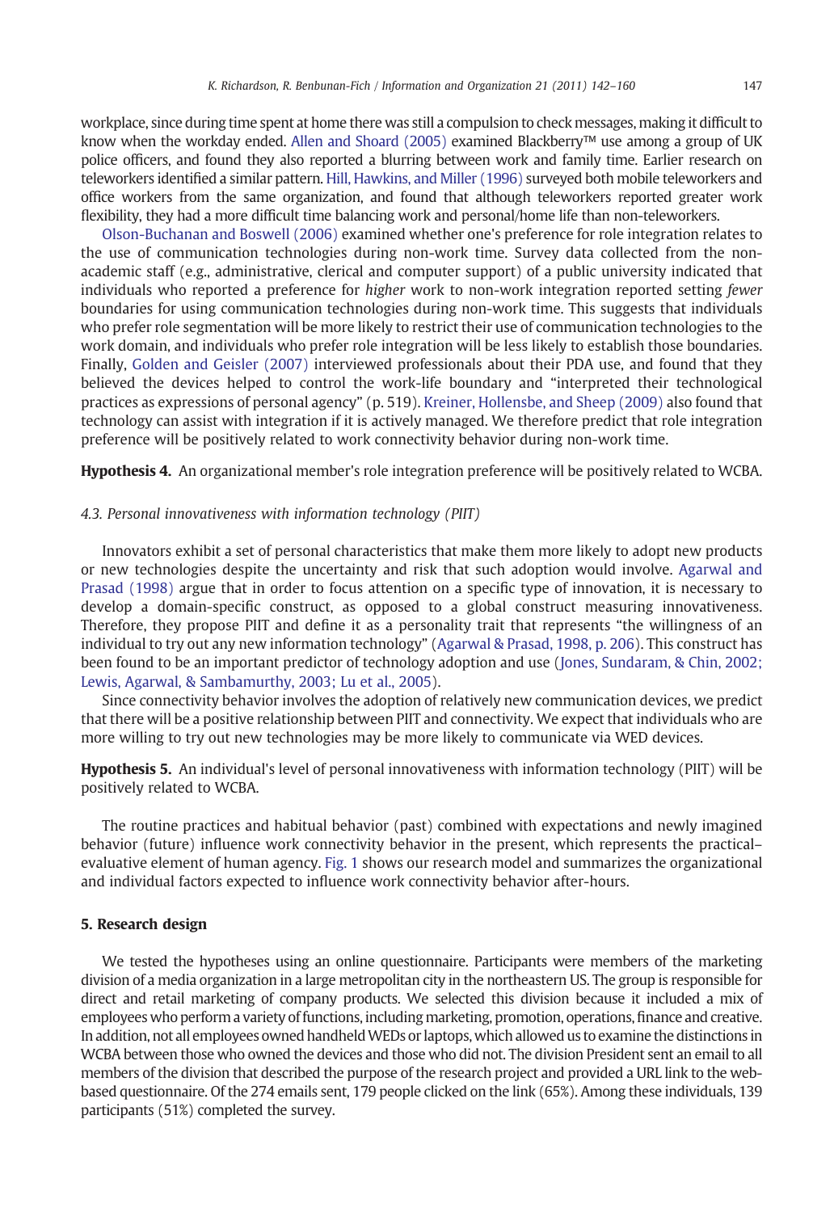workplace, since during time spent at home there was still a compulsion to check messages, making it difficult to know when the workday ended. Allen and Shoard (2005) examined Blackberry™ use among a group of UK police officers, and found they also reported a blurring between work and family time. Earlier research on teleworkers identified a similar pattern. Hill, Hawkins, and Miller (1996) surveyed both mobile teleworkers and office workers from the same organization, and found that although teleworkers reported greater work flexibility, they had a more difficult time balancing work and personal/home life than non-teleworkers.

Olson-Buchanan and Boswell (2006) examined whether one's preference for role integration relates to the use of communication technologies during non-work time. Survey data collected from the non-academic staff (e.g., administrative, clerical and computer support) of a public university indicated that individuals who reported a preference for *higher* work to non-work integration reported setting *fewer* boundaries for using communication technologies during non-work time. This suggests that individuals who prefer role segmentation will be more likely to restrict their use of communication technologies to the work domain, and individuals who prefer role integration will be less likely to establish those boundaries. Finally, Golden and Geisler (2007) interviewed professionals about their PDA use, and found that they believed the devices helped to control the work-life boundary and "interpreted their technological practices as expressions of personal agency" (p. 519). Kreiner, Hollensbe, and Sheep (2009) also found that technology can assist with integration if it is actively managed. We therefore predict that role integration preference will be positively related to work connectivity behavior during non-work time.

**Hypothesis 4.** An organizational member's role integration preference will be positively related to WCBA.

### 4.3. Personal innovativeness with information technology (PIIT)

Innovators exhibit a set of personal characteristics that make them more likely to adopt new products or new technologies despite the uncertainty and risk that such adoption would involve. Agarwal and Prasad (1998) argue that in order to focus attention on a specific type of innovation, it is necessary to develop a domain-specific construct, as opposed to a global construct measuring innovativeness. Therefore, they propose PIIT and define it as a personality trait that represents "the willingness of an individual to try out any new information technology" (Agarwal & Prasad, 1998, p. 206). This construct has been found to be an important predictor of technology adoption and use (Jones, Sundaram, & Chin, 2002; Lewis, Agarwal, & Sambamurthy, 2003; Lu et al., 2005).

Since connectivity behavior involves the adoption of relatively new communication devices, we predict that there will be a positive relationship between PIIT and connectivity. We expect that individuals who are more willing to try out new technologies may be more likely to communicate via WED devices.

**Hypothesis 5.** An individual's level of personal innovativeness with information technology (PIIT) will be positively related to WCBA.

The routine practices and habitual behavior (past) combined with expectations and newly imagined behavior (future) influence work connectivity behavior in the present, which represents the practical–evaluative element of human agency. Fig. 1 shows our research model and summarizes the organizational and individual factors expected to influence work connectivity behavior after-hours.

## 5. Research design

We tested the hypotheses using an online questionnaire. Participants were members of the marketing division of a media organization in a large metropolitan city in the northeastern US. The group is responsible for direct and retail marketing of company products. We selected this division because it included a mix of employees who perform a variety of functions, including marketing, promotion, operations, finance and creative. In addition, not all employees owned handheld WEDs or laptops, which allowed us to examine the distinctions in WCBA between those who owned the devices and those who did not. The division President sent an email to all members of the division that described the purpose of the research project and provided a URL link to the web-based questionnaire. Of the 274 emails sent, 179 people clicked on the link (65%). Among these individuals, 139 participants (51%) completed the survey.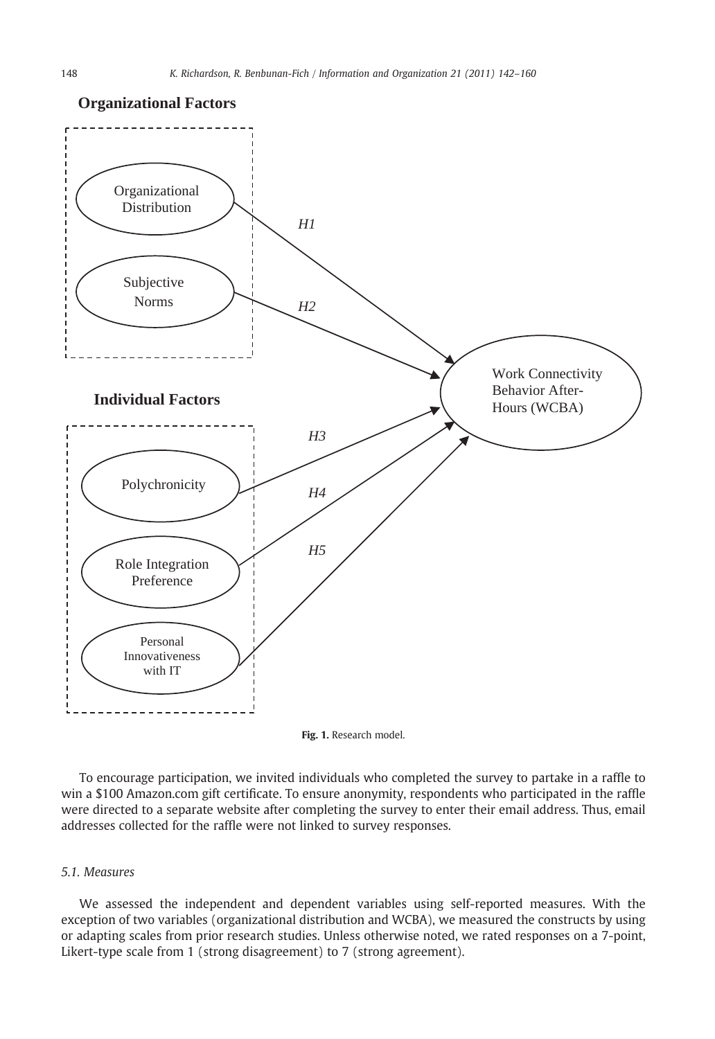**Organizational Factors**

Organizational Distribution

Subjective Norms

**Individual Factors**

Polychronicity

Role Integration Preference

Personal Innovativeness with IT

H1

H2

H3

H4

H5

Work Connectivity Behavior After-Hours (WCBA)

**Fig. 1.** Research model.

To encourage participation, we invited individuals who completed the survey to partake in a raffle to win a $100 Amazon.com gift certificate. To ensure anonymity, respondents who participated in the raffle were directed to a separate website after completing the survey to enter their email address. Thus, email addresses collected for the raffle were not linked to survey responses.

### *5.1. Measures*

We assessed the independent and dependent variables using self-reported measures. With the exception of two variables (organizational distribution and WCBA), we measured the constructs by using or adapting scales from prior research studies. Unless otherwise noted, we rated responses on a 7-point, Likert-type scale from 1 (strong disagreement) to 7 (strong agreement).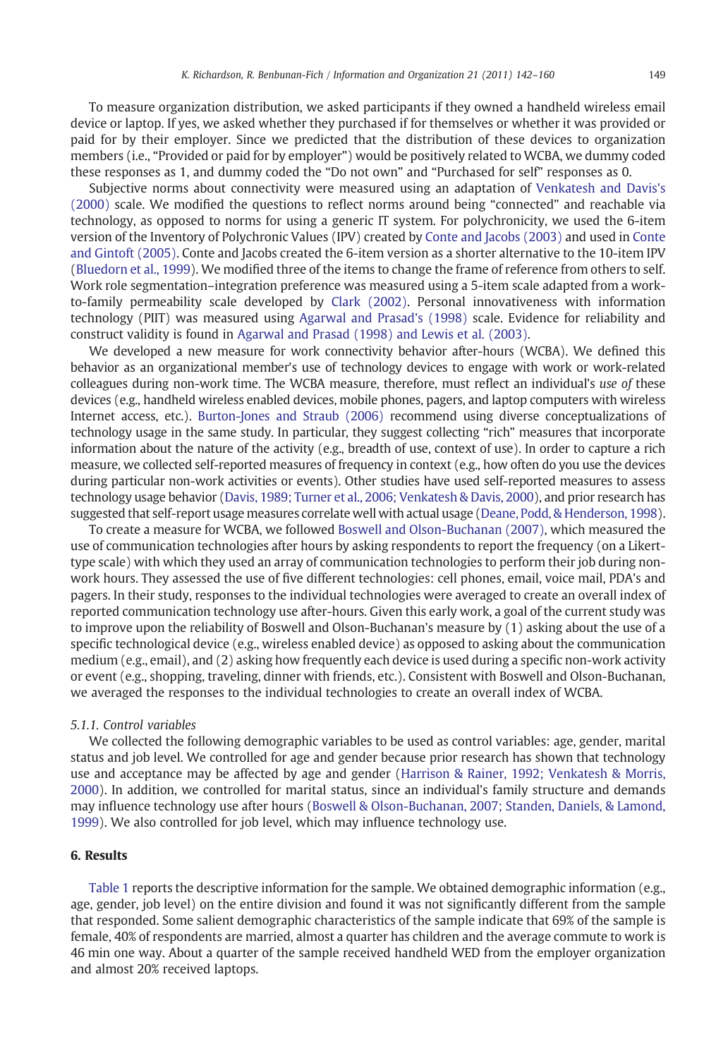To measure organization distribution, we asked participants if they owned a handheld wireless email device or laptop. If yes, we asked whether they purchased it for themselves or whether it was provided or paid for by their employer. Since we predicted that the distribution of these devices to organization members (i.e., "Provided or paid for by employer") would be positively related to WCBA, we dummy coded these responses as 1, and dummy coded the "Do not own" and "Purchased for self" responses as 0.

Subjective norms about connectivity were measured using an adaptation of Venkatesh and Davis's (2000) scale. We modified the questions to reflect norms around being "connected" and reachable via technology, as opposed to norms for using a generic IT system. For polychronicity, we used the 6-item version of the Inventory of Polychronic Values (IPV) created by Conte and Jacobs (2003) and used in Conte and Gintoft (2005). Conte and Jacobs created the 6-item version as a shorter alternative to the 10-item IPV (Bluedorn et al., 1999). We modified three of the items to change the frame of reference from others to self. Work role segmentation–integration preference was measured using a 5-item scale adapted from a work-to-family permeability scale developed by Clark (2002). Personal innovativeness with information technology (PIIT) was measured using Agarwal and Prasad's (1998) scale. Evidence for reliability and construct validity is found in Agarwal and Prasad (1998) and Lewis et al. (2003).

We developed a new measure for work connectivity behavior after-hours (WCBA). We defined this behavior as an organizational member's use of technology devices to engage with work or work-related colleagues during non-work time. The WCBA measure, therefore, must reflect an individual's *use of* these devices (e.g., handheld wireless enabled devices, mobile phones, pagers, and laptop computers with wireless Internet access, etc.). Burton-Jones and Straub (2006) recommend using diverse conceptualizations of technology usage in the same study. In particular, they suggest collecting "rich" measures that incorporate information about the nature of the activity (e.g., breadth of use, context of use). In order to capture a rich measure, we collected self-reported measures of frequency in context (e.g., how often do you use the devices during particular non-work activities or events). Other studies have used self-reported measures to assess technology usage behavior (Davis, 1989; Turner et al., 2006; Venkatesh & Davis, 2000), and prior research has suggested that self-report usage measures correlate well with actual usage (Deane, Podd, & Henderson, 1998).

To create a measure for WCBA, we followed Boswell and Olson-Buchanan (2007), which measured the use of communication technologies after hours by asking respondents to report the frequency (on a Likert-type scale) with which they used an array of communication technologies to perform their job during non-work hours. They assessed the use of five different technologies: cell phones, email, voice mail, PDA's and pagers. In their study, responses to the individual technologies were averaged to create an overall index of reported communication technology use after-hours. Given this early work, a goal of the current study was to improve upon the reliability of Boswell and Olson-Buchanan's measure by (1) asking about the use of a specific technological device (e.g., wireless enabled device) as opposed to asking about the communication medium (e.g., email), and (2) asking how frequently each device is used during a specific non-work activity or event (e.g., shopping, traveling, dinner with friends, etc.). Consistent with Boswell and Olson-Buchanan, we averaged the responses to the individual technologies to create an overall index of WCBA.

#### 5.1.1. Control variables

We collected the following demographic variables to be used as control variables: age, gender, marital status and job level. We controlled for age and gender because prior research has shown that technology use and acceptance may be affected by age and gender (Harrison & Rainer, 1992; Venkatesh & Morris, 2000). In addition, we controlled for marital status, since an individual's family structure and demands may influence technology use after hours (Boswell & Olson-Buchanan, 2007; Standen, Daniels, & Lamond, 1999). We also controlled for job level, which may influence technology use.

## 6. Results

Table 1 reports the descriptive information for the sample. We obtained demographic information (e.g., age, gender, job level) on the entire division and found it was not significantly different from the sample that responded. Some salient demographic characteristics of the sample indicate that 69% of the sample is female, 40% of respondents are married, almost a quarter has children and the average commute to work is 46 min one way. About a quarter of the sample received handheld WED from the employer organization and almost 20% received laptops.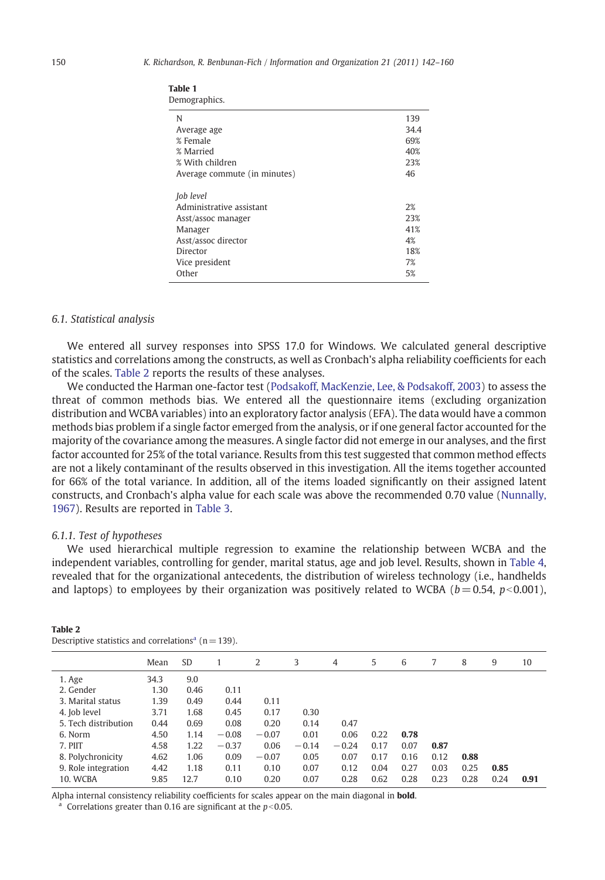**Table 1**
Demographics.

| | |
|---|---|
| N | 139 |
| Average age | 34.4 |
| % Female | 69% |
| % Married | 40% |
| % With children | 23% |
| Average commute (in minutes) | 46 |
| *Job level* | |
| Administrative assistant | 2% |
| Asst/assoc manager | 23% |
| Manager | 41% |
| Asst/assoc director | 4% |
| Director | 18% |
| Vice president | 7% |
| Other | 5% |

### 6.1. Statistical analysis

We entered all survey responses into SPSS 17.0 for Windows. We calculated general descriptive statistics and correlations among the constructs, as well as Cronbach's alpha reliability coefficients for each of the scales. Table 2 reports the results of these analyses.

We conducted the Harman one-factor test (Podsakoff, MacKenzie, Lee, & Podsakoff, 2003) to assess the threat of common methods bias. We entered all the questionnaire items (excluding organization distribution and WCBA variables) into an exploratory factor analysis (EFA). The data would have a common methods bias problem if a single factor emerged from the analysis, or if one general factor accounted for the majority of the covariance among the measures. A single factor did not emerge in our analyses, and the first factor accounted for 25% of the total variance. Results from this test suggested that common method effects are not a likely contaminant of the results observed in this investigation. All the items together accounted for 66% of the total variance. In addition, all of the items loaded significantly on their assigned latent constructs, and Cronbach's alpha value for each scale was above the recommended 0.70 value (Nunnally, 1967). Results are reported in Table 3.

#### 6.1.1. Test of hypotheses

We used hierarchical multiple regression to examine the relationship between WCBA and the independent variables, controlling for gender, marital status, age and job level. Results, shown in Table 4, revealed that for the organizational antecedents, the distribution of wireless technology (i.e., handhelds and laptops) to employees by their organization was positively related to WCBA ($b = 0.54$, $p < 0.001$),

**Table 2**
Descriptive statistics and correlations[a] (n = 139).

| | Mean | SD | 1 | 2 | 3 | 4 | 5 | 6 | 7 | 8 | 9 | 10 |
|---|---|---|---|---|---|---|---|---|---|---|---|---|
| 1. Age | 34.3 | 9.0 | | | | | | | | | | |
| 2. Gender | 1.30 | 0.46 | 0.11 | | | | | | | | | |
| 3. Marital status | 1.39 | 0.49 | 0.44 | 0.11 | | | | | | | | |
| 4. Job level | 3.71 | 1.68 | 0.45 | 0.17 | 0.30 | | | | | | | |
| 5. Tech distribution | 0.44 | 0.69 | 0.08 | 0.20 | 0.14 | 0.47 | | | | | | |
| 6. Norm | 4.50 | 1.14 | −0.08 | −0.07 | 0.01 | 0.06 | 0.22 | **0.78** | | | | |
| 7. PIIT | 4.58 | 1.22 | −0.37 | 0.06 | −0.14 | −0.24 | 0.17 | 0.07 | **0.87** | | | |
| 8. Polychronicity | 4.62 | 1.06 | 0.09 | −0.07 | 0.05 | 0.07 | 0.17 | 0.16 | 0.12 | **0.88** | | |
| 9. Role integration | 4.42 | 1.18 | 0.11 | 0.10 | 0.07 | 0.12 | 0.04 | 0.27 | 0.03 | 0.25 | **0.85** | |
| 10. WCBA | 9.85 | 12.7 | 0.10 | 0.20 | 0.07 | 0.28 | 0.62 | 0.28 | 0.23 | 0.28 | 0.24 | **0.91** |

Alpha internal consistency reliability coefficients for scales appear on the main diagonal in **bold**.

[a] Correlations greater than 0.16 are significant at the $p < 0.05$.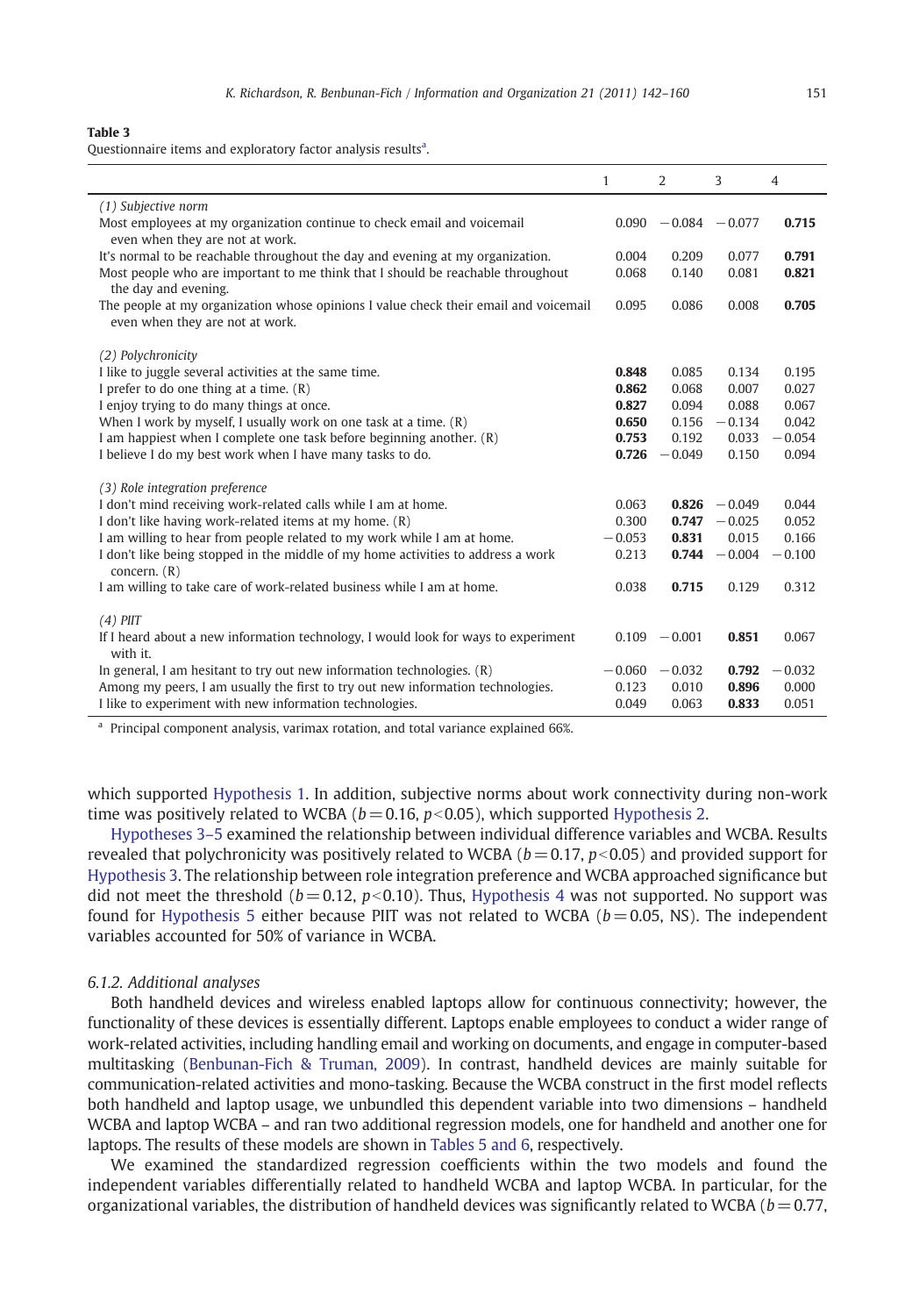**Table 3**
Questionnaire items and exploratory factor analysis results[a].

| | 1 | 2 | 3 | 4 |
|---|---|---|---|---|
| *(1) Subjective norm* | | | | |
| Most employees at my organization continue to check email and voicemail even when they are not at work. | 0.090 | −0.084 | −0.077 | **0.715** |
| It's normal to be reachable throughout the day and evening at my organization. | 0.004 | 0.209 | 0.077 | **0.791** |
| Most people who are important to me think that I should be reachable throughout the day and evening. | 0.068 | 0.140 | 0.081 | **0.821** |
| The people at my organization whose opinions I value check their email and voicemail even when they are not at work. | 0.095 | 0.086 | 0.008 | **0.705** |
| *(2) Polychronicity* | | | | |
| I like to juggle several activities at the same time. | **0.848** | 0.085 | 0.134 | 0.195 |
| I prefer to do one thing at a time. (R) | **0.862** | 0.068 | 0.007 | 0.027 |
| I enjoy trying to do many things at once. | **0.827** | 0.094 | 0.088 | 0.067 |
| When I work by myself, I usually work on one task at a time. (R) | **0.650** | 0.156 | −0.134 | 0.042 |
| I am happiest when I complete one task before beginning another. (R) | **0.753** | 0.192 | 0.033 | −0.054 |
| I believe I do my best work when I have many tasks to do. | **0.726** | −0.049 | 0.150 | 0.094 |
| *(3) Role integration preference* | | | | |
| I don't mind receiving work-related calls while I am at home. | 0.063 | **0.826** | −0.049 | 0.044 |
| I don't like having work-related items at my home. (R) | 0.300 | **0.747** | −0.025 | 0.052 |
| I am willing to hear from people related to my work while I am at home. | −0.053 | **0.831** | 0.015 | 0.166 |
| I don't like being stopped in the middle of my home activities to address a work concern. (R) | 0.213 | **0.744** | −0.004 | −0.100 |
| I am willing to take care of work-related business while I am at home. | 0.038 | **0.715** | 0.129 | 0.312 |
| *(4) PIIT* | | | | |
| If I heard about a new information technology, I would look for ways to experiment with it. | 0.109 | −0.001 | **0.851** | 0.067 |
| In general, I am hesitant to try out new information technologies. (R) | −0.060 | −0.032 | **0.792** | −0.032 |
| Among my peers, I am usually the first to try out new information technologies. | 0.123 | 0.010 | **0.896** | 0.000 |
| I like to experiment with new information technologies. | 0.049 | 0.063 | **0.833** | 0.051 |

[a] Principal component analysis, varimax rotation, and total variance explained 66%.

which supported Hypothesis 1. In addition, subjective norms about work connectivity during non-work time was positively related to WCBA ($b = 0.16$, $p < 0.05$), which supported Hypothesis 2.

Hypotheses 3–5 examined the relationship between individual difference variables and WCBA. Results revealed that polychronicity was positively related to WCBA ($b = 0.17$, $p < 0.05$) and provided support for Hypothesis 3. The relationship between role integration preference and WCBA approached significance but did not meet the threshold ($b = 0.12$, $p < 0.10$). Thus, Hypothesis 4 was not supported. No support was found for Hypothesis 5 either because PIIT was not related to WCBA ($b = 0.05$, NS). The independent variables accounted for 50% of variance in WCBA.

### 6.1.2. Additional analyses

Both handheld devices and wireless enabled laptops allow for continuous connectivity; however, the functionality of these devices is essentially different. Laptops enable employees to conduct a wider range of work-related activities, including handling email and working on documents, and engage in computer-based multitasking (Benbunan-Fich & Truman, 2009). In contrast, handheld devices are mainly suitable for communication-related activities and mono-tasking. Because the WCBA construct in the first model reflects both handheld and laptop usage, we unbundled this dependent variable into two dimensions – handheld WCBA and laptop WCBA – and ran two additional regression models, one for handheld and another one for laptops. The results of these models are shown in Tables 5 and 6, respectively.

We examined the standardized regression coefficients within the two models and found the independent variables differentially related to handheld WCBA and laptop WCBA. In particular, for the organizational variables, the distribution of handheld devices was significantly related to WCBA ($b = 0.77$,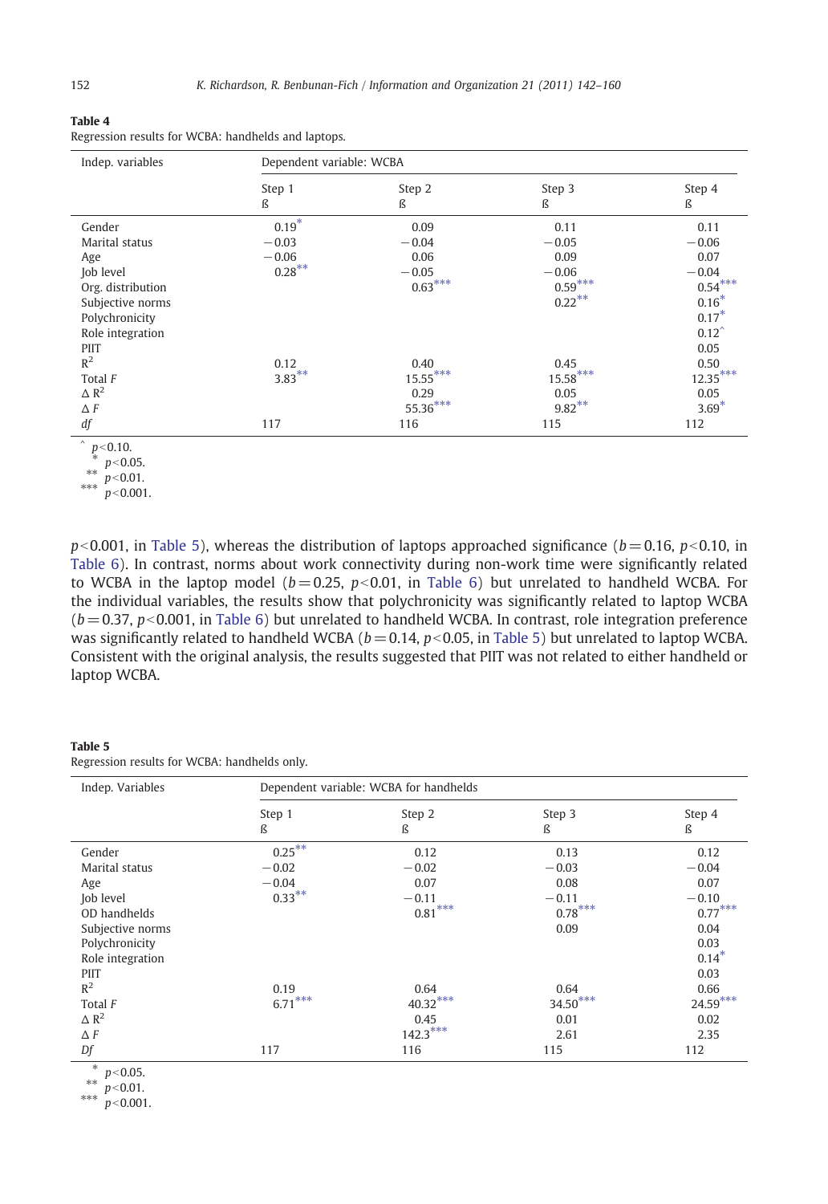**Table 4**
Regression results for WCBA: handhelds and laptops.

| Indep. variables | Dependent variable: WCBA | | | |
|---|---|---|---|---|
| | Step 1 ß | Step 2 ß | Step 3 ß | Step 4 ß |
| Gender | 0.19* | 0.09 | 0.11 | 0.11 |
| Marital status | −0.03 | −0.04 | −0.05 | −0.06 |
| Age | −0.06 | 0.06 | 0.09 | 0.07 |
| Job level | 0.28** | −0.05 | −0.06 | −0.04 |
| Org. distribution | | 0.63*** | 0.59*** | 0.54*** |
| Subjective norms | | | 0.22** | 0.16* |
| Polychronicity | | | | 0.17* |
| Role integration | | | | 0.12^ |
| PIIT | | | | 0.05 |
| $R^2$ | 0.12 | 0.40 | 0.45 | 0.50 |
| Total *F* | 3.83** | 15.55*** | 15.58*** | 12.35*** |
| $\Delta R^2$ | | 0.29 | 0.05 | 0.05 |
| $\Delta F$ | | 55.36*** | 9.82** | 3.69* |
| *df* | 117 | 116 | 115 | 112 |

^ $p<0.10$.
* $p<0.05$.
** $p<0.01$.
*** $p<0.001$.

$p<0.001$, in Table 5), whereas the distribution of laptops approached significance ($b=0.16$, $p<0.10$, in Table 6). In contrast, norms about work connectivity during non-work time were significantly related to WCBA in the laptop model ($b=0.25$, $p<0.01$, in Table 6) but unrelated to handheld WCBA. For the individual variables, the results show that polychronicity was significantly related to laptop WCBA ($b=0.37$, $p<0.001$, in Table 6) but unrelated to handheld WCBA. In contrast, role integration preference was significantly related to handheld WCBA ($b=0.14$, $p<0.05$, in Table 5) but unrelated to laptop WCBA. Consistent with the original analysis, the results suggested that PIIT was not related to either handheld or laptop WCBA.

**Table 5**
Regression results for WCBA: handhelds only.

| Indep. Variables | Dependent variable: WCBA for handhelds | | | |
|---|---|---|---|---|
| | Step 1 ß | Step 2 ß | Step 3 ß | Step 4 ß |
| Gender | 0.25** | 0.12 | 0.13 | 0.12 |
| Marital status | −0.02 | −0.02 | −0.03 | −0.04 |
| Age | −0.04 | 0.07 | 0.08 | 0.07 |
| Job level | 0.33** | −0.11 | −0.11 | −0.10 |
| OD handhelds | | 0.81*** | 0.78*** | 0.77*** |
| Subjective norms | | | 0.09 | 0.04 |
| Polychronicity | | | | 0.03 |
| Role integration | | | | 0.14* |
| PIIT | | | | 0.03 |
| $R^2$ | 0.19 | 0.64 | 0.64 | 0.66 |
| Total *F* | 6.71*** | 40.32*** | 34.50*** | 24.59*** |
| $\Delta R^2$ | | 0.45 | 0.01 | 0.02 |
| $\Delta F$ | | 142.3*** | 2.61 | 2.35 |
| *Df* | 117 | 116 | 115 | 112 |

* $p<0.05$.
** $p<0.01$.
*** $p<0.001$.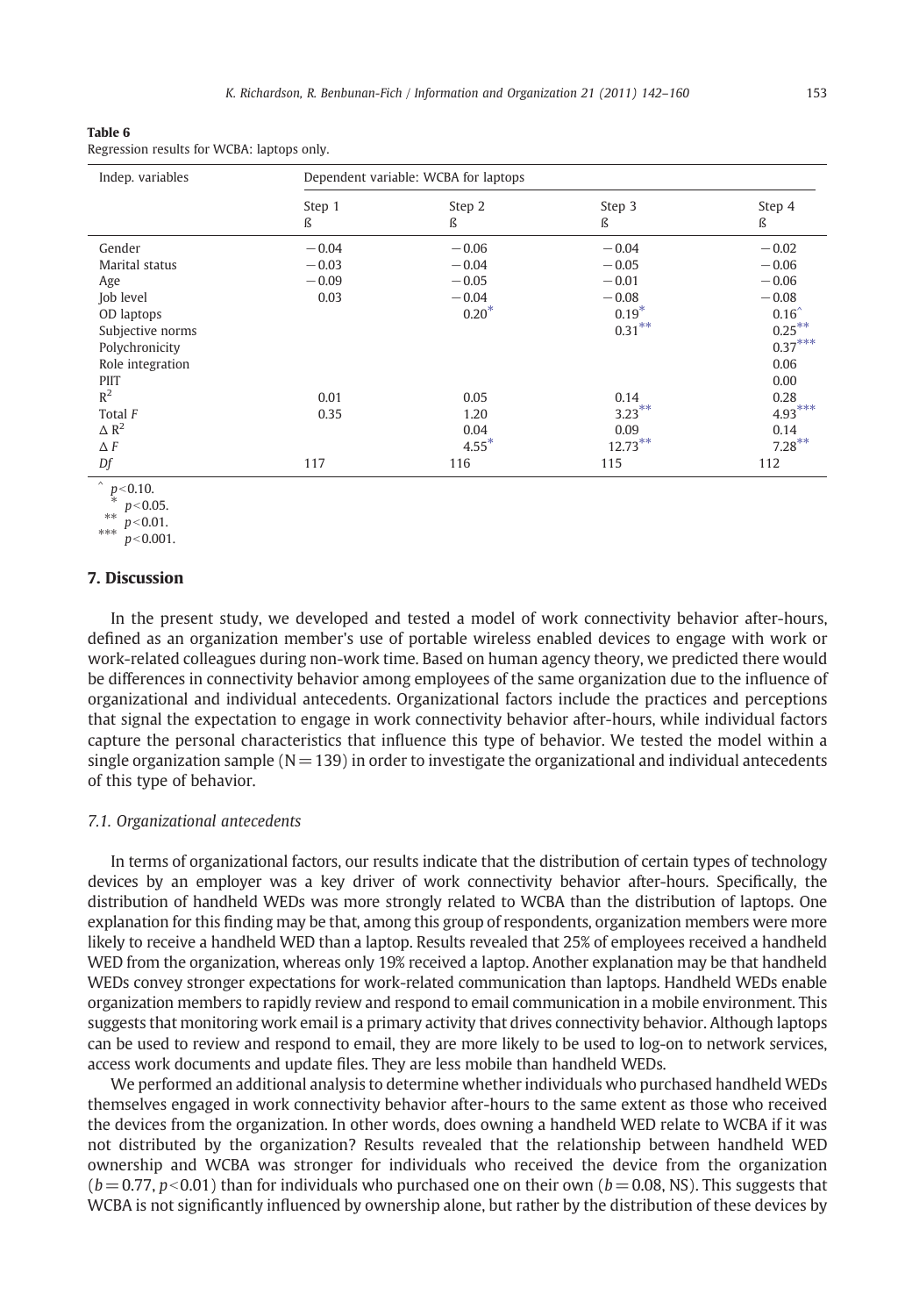**Table 6**
Regression results for WCBA: laptops only.

| Indep. variables | Dependent variable: WCBA for laptops | | | |
|---|---|---|---|---|
| | Step 1<br>ß | Step 2<br>ß | Step 3<br>ß | Step 4<br>ß |
| Gender | −0.04 | −0.06 | −0.04 | −0.02 |
| Marital status | −0.03 | −0.04 | −0.05 | −0.06 |
| Age | −0.09 | −0.05 | −0.01 | −0.06 |
| Job level | 0.03 | −0.04 | −0.08 | −0.08 |
| OD laptops | | 0.20* | 0.19* | 0.16^ |
| Subjective norms | | | 0.31** | 0.25** |
| Polychronicity | | | | 0.37*** |
| Role integration | | | | 0.06 |
| PIIT | | | | 0.00 |
| $R^2$ | 0.01 | 0.05 | 0.14 | 0.28 |
| Total $F$ | 0.35 | 1.20 | 3.23** | 4.93*** |
| $\Delta R^2$ | | 0.04 | 0.09 | 0.14 |
| $\Delta F$ | | 4.55* | 12.73** | 7.28** |
| $Df$ | 117 | 116 | 115 | 112 |

^ $p<0.10$.
* $p<0.05$.
** $p<0.01$.
*** $p<0.001$.

## 7. Discussion

In the present study, we developed and tested a model of work connectivity behavior after-hours, defined as an organization member's use of portable wireless enabled devices to engage with work or work-related colleagues during non-work time. Based on human agency theory, we predicted there would be differences in connectivity behavior among employees of the same organization due to the influence of organizational and individual antecedents. Organizational factors include the practices and perceptions that signal the expectation to engage in work connectivity behavior after-hours, while individual factors capture the personal characteristics that influence this type of behavior. We tested the model within a single organization sample ($N = 139$) in order to investigate the organizational and individual antecedents of this type of behavior.

### 7.1. Organizational antecedents

In terms of organizational factors, our results indicate that the distribution of certain types of technology devices by an employer was a key driver of work connectivity behavior after-hours. Specifically, the distribution of handheld WEDs was more strongly related to WCBA than the distribution of laptops. One explanation for this finding may be that, among this group of respondents, organization members were more likely to receive a handheld WED than a laptop. Results revealed that 25% of employees received a handheld WED from the organization, whereas only 19% received a laptop. Another explanation may be that handheld WEDs convey stronger expectations for work-related communication than laptops. Handheld WEDs enable organization members to rapidly review and respond to email communication in a mobile environment. This suggests that monitoring work email is a primary activity that drives connectivity behavior. Although laptops can be used to review and respond to email, they are more likely to be used to log-on to network services, access work documents and update files. They are less mobile than handheld WEDs.

We performed an additional analysis to determine whether individuals who purchased handheld WEDs themselves engaged in work connectivity behavior after-hours to the same extent as those who received the devices from the organization. In other words, does owning a handheld WED relate to WCBA if it was not distributed by the organization? Results revealed that the relationship between handheld WED ownership and WCBA was stronger for individuals who received the device from the organization ($b = 0.77$, $p<0.01$) than for individuals who purchased one on their own ($b = 0.08$, NS). This suggests that WCBA is not significantly influenced by ownership alone, but rather by the distribution of these devices by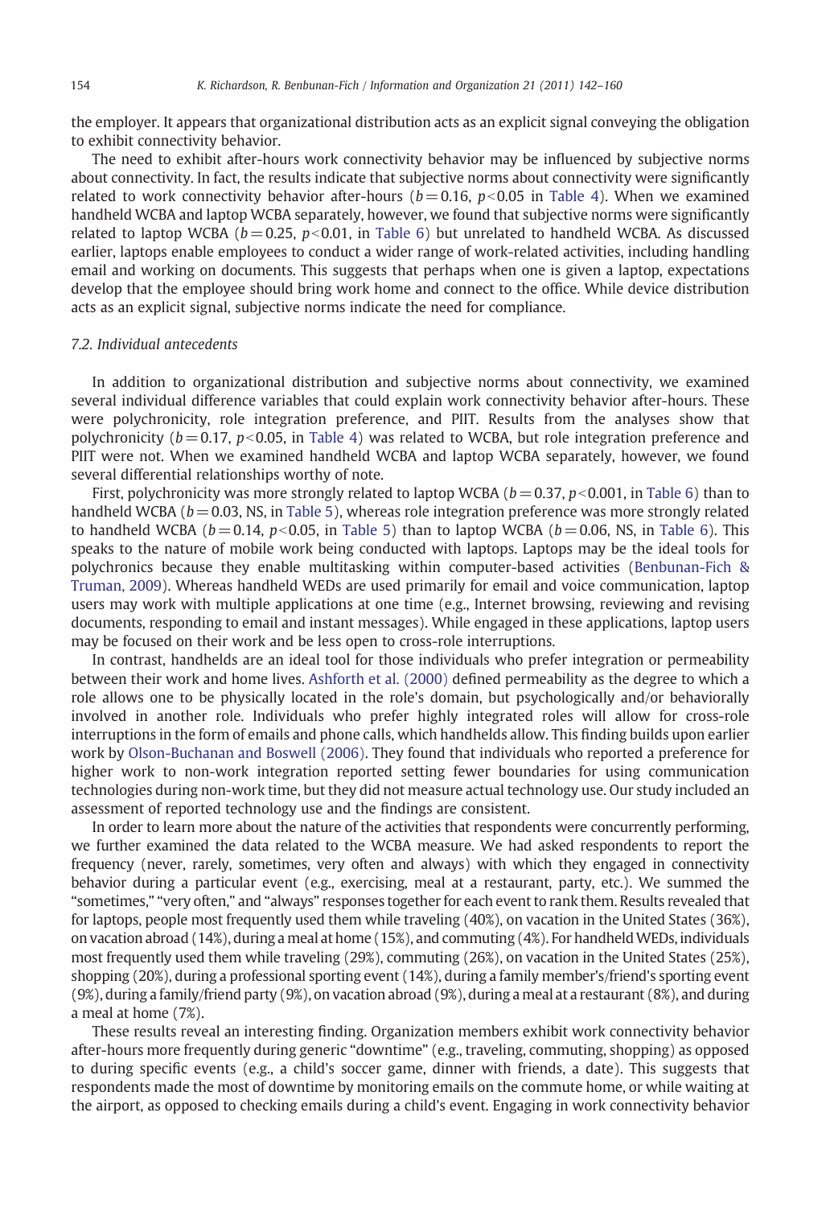the employer. It appears that organizational distribution acts as an explicit signal conveying the obligation to exhibit connectivity behavior.

The need to exhibit after-hours work connectivity behavior may be influenced by subjective norms about connectivity. In fact, the results indicate that subjective norms about connectivity were significantly related to work connectivity behavior after-hours ($b = 0.16$, $p < 0.05$ in Table 4). When we examined handheld WCBA and laptop WCBA separately, however, we found that subjective norms were significantly related to laptop WCBA ($b = 0.25$, $p < 0.01$, in Table 6) but unrelated to handheld WCBA. As discussed earlier, laptops enable employees to conduct a wider range of work-related activities, including handling email and working on documents. This suggests that perhaps when one is given a laptop, expectations develop that the employee should bring work home and connect to the office. While device distribution acts as an explicit signal, subjective norms indicate the need for compliance.

### 7.2. Individual antecedents

In addition to organizational distribution and subjective norms about connectivity, we examined several individual difference variables that could explain work connectivity behavior after-hours. These were polychronicity, role integration preference, and PIIT. Results from the analyses show that polychronicity ($b = 0.17$, $p < 0.05$, in Table 4) was related to WCBA, but role integration preference and PIIT were not. When we examined handheld WCBA and laptop WCBA separately, however, we found several differential relationships worthy of note.

First, polychronicity was more strongly related to laptop WCBA ($b = 0.37$, $p < 0.001$, in Table 6) than to handheld WCBA ($b = 0.03$, NS, in Table 5), whereas role integration preference was more strongly related to handheld WCBA ($b = 0.14$, $p < 0.05$, in Table 5) than to laptop WCBA ($b = 0.06$, NS, in Table 6). This speaks to the nature of mobile work being conducted with laptops. Laptops may be the ideal tools for polychronics because they enable multitasking within computer-based activities (Benbunan-Fich & Truman, 2009). Whereas handheld WEDs are used primarily for email and voice communication, laptop users may work with multiple applications at one time (e.g., Internet browsing, reviewing and revising documents, responding to email and instant messages). While engaged in these applications, laptop users may be focused on their work and be less open to cross-role interruptions.

In contrast, handhelds are an ideal tool for those individuals who prefer integration or permeability between their work and home lives. Ashforth et al. (2000) defined permeability as the degree to which a role allows one to be physically located in the role's domain, but psychologically and/or behaviorally involved in another role. Individuals who prefer highly integrated roles will allow for cross-role interruptions in the form of emails and phone calls, which handhelds allow. This finding builds upon earlier work by Olson-Buchanan and Boswell (2006). They found that individuals who reported a preference for higher work to non-work integration reported setting fewer boundaries for using communication technologies during non-work time, but they did not measure actual technology use. Our study included an assessment of reported technology use and the findings are consistent.

In order to learn more about the nature of the activities that respondents were concurrently performing, we further examined the data related to the WCBA measure. We had asked respondents to report the frequency (never, rarely, sometimes, very often and always) with which they engaged in connectivity behavior during a particular event (e.g., exercising, meal at a restaurant, party, etc.). We summed the "sometimes," "very often," and "always" responses together for each event to rank them. Results revealed that for laptops, people most frequently used them while traveling (40%), on vacation in the United States (36%), on vacation abroad (14%), during a meal at home (15%), and commuting (4%). For handheld WEDs, individuals most frequently used them while traveling (29%), commuting (26%), on vacation in the United States (25%), shopping (20%), during a professional sporting event (14%), during a family member's/friend's sporting event (9%), during a family/friend party (9%), on vacation abroad (9%), during a meal at a restaurant (8%), and during a meal at home (7%).

These results reveal an interesting finding. Organization members exhibit work connectivity behavior after-hours more frequently during generic "downtime" (e.g., traveling, commuting, shopping) as opposed to during specific events (e.g., a child's soccer game, dinner with friends, a date). This suggests that respondents made the most of downtime by monitoring emails on the commute home, or while waiting at the airport, as opposed to checking emails during a child's event. Engaging in work connectivity behavior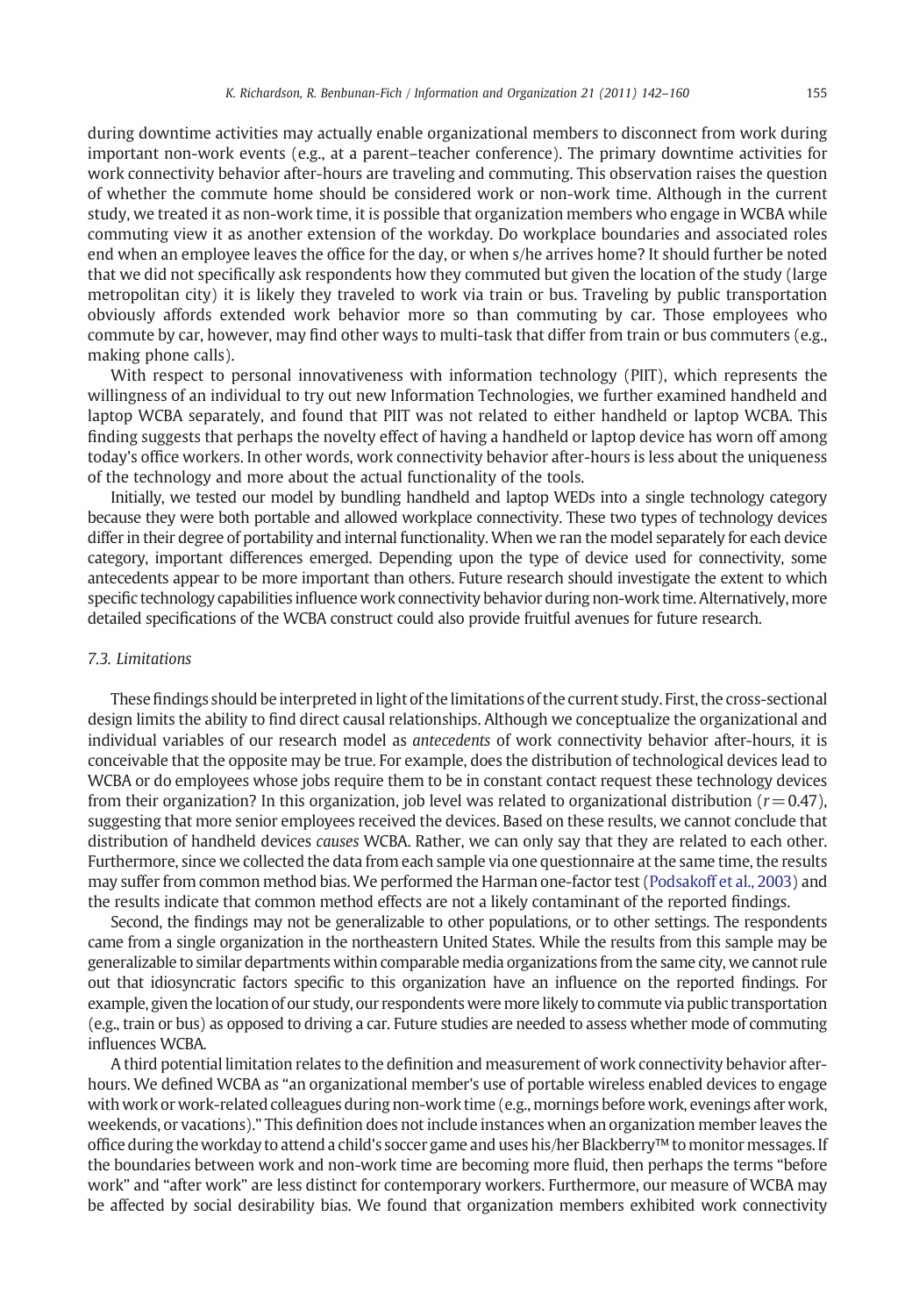during downtime activities may actually enable organizational members to disconnect from work during important non-work events (e.g., at a parent–teacher conference). The primary downtime activities for work connectivity behavior after-hours are traveling and commuting. This observation raises the question of whether the commute home should be considered work or non-work time. Although in the current study, we treated it as non-work time, it is possible that organization members who engage in WCBA while commuting view it as another extension of the workday. Do workplace boundaries and associated roles end when an employee leaves the office for the day, or when s/he arrives home? It should further be noted that we did not specifically ask respondents how they commuted but given the location of the study (large metropolitan city) it is likely they traveled to work via train or bus. Traveling by public transportation obviously affords extended work behavior more so than commuting by car. Those employees who commute by car, however, may find other ways to multi-task that differ from train or bus commuters (e.g., making phone calls).

With respect to personal innovativeness with information technology (PIIT), which represents the willingness of an individual to try out new Information Technologies, we further examined handheld and laptop WCBA separately, and found that PIIT was not related to either handheld or laptop WCBA. This finding suggests that perhaps the novelty effect of having a handheld or laptop device has worn off among today's office workers. In other words, work connectivity behavior after-hours is less about the uniqueness of the technology and more about the actual functionality of the tools.

Initially, we tested our model by bundling handheld and laptop WEDs into a single technology category because they were both portable and allowed workplace connectivity. These two types of technology devices differ in their degree of portability and internal functionality. When we ran the model separately for each device category, important differences emerged. Depending upon the type of device used for connectivity, some antecedents appear to be more important than others. Future research should investigate the extent to which specific technology capabilities influence work connectivity behavior during non-work time. Alternatively, more detailed specifications of the WCBA construct could also provide fruitful avenues for future research.

### 7.3. Limitations

These findings should be interpreted in light of the limitations of the current study. First, the cross-sectional design limits the ability to find direct causal relationships. Although we conceptualize the organizational and individual variables of our research model as *antecedents* of work connectivity behavior after-hours, it is conceivable that the opposite may be true. For example, does the distribution of technological devices lead to WCBA or do employees whose jobs require them to be in constant contact request these technology devices from their organization? In this organization, job level was related to organizational distribution ($r = 0.47$), suggesting that more senior employees received the devices. Based on these results, we cannot conclude that distribution of handheld devices *causes* WCBA. Rather, we can only say that they are related to each other. Furthermore, since we collected the data from each sample via one questionnaire at the same time, the results may suffer from common method bias. We performed the Harman one-factor test (Podsakoff et al., 2003) and the results indicate that common method effects are not a likely contaminant of the reported findings.

Second, the findings may not be generalizable to other populations, or to other settings. The respondents came from a single organization in the northeastern United States. While the results from this sample may be generalizable to similar departments within comparable media organizations from the same city, we cannot rule out that idiosyncratic factors specific to this organization have an influence on the reported findings. For example, given the location of our study, our respondents were more likely to commute via public transportation (e.g., train or bus) as opposed to driving a car. Future studies are needed to assess whether mode of commuting influences WCBA.

A third potential limitation relates to the definition and measurement of work connectivity behavior after-hours. We defined WCBA as "an organizational member's use of portable wireless enabled devices to engage with work or work-related colleagues during non-work time (e.g., mornings before work, evenings after work, weekends, or vacations)." This definition does not include instances when an organization member leaves the office during the workday to attend a child's soccer game and uses his/her Blackberry™ to monitor messages. If the boundaries between work and non-work time are becoming more fluid, then perhaps the terms "before work" and "after work" are less distinct for contemporary workers. Furthermore, our measure of WCBA may be affected by social desirability bias. We found that organization members exhibited work connectivity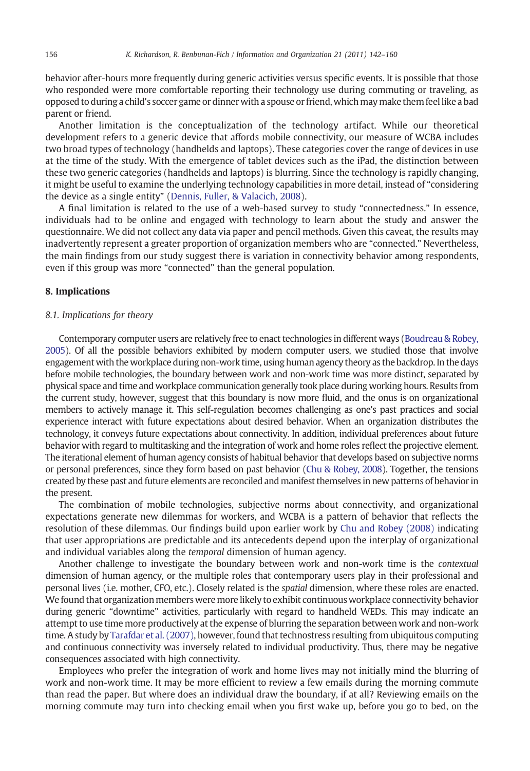behavior after-hours more frequently during generic activities versus specific events. It is possible that those who responded were more comfortable reporting their technology use during commuting or traveling, as opposed to during a child's soccer game or dinner with a spouse or friend, which may make them feel like a bad parent or friend.

Another limitation is the conceptualization of the technology artifact. While our theoretical development refers to a generic device that affords mobile connectivity, our measure of WCBA includes two broad types of technology (handhelds and laptops). These categories cover the range of devices in use at the time of the study. With the emergence of tablet devices such as the iPad, the distinction between these two generic categories (handhelds and laptops) is blurring. Since the technology is rapidly changing, it might be useful to examine the underlying technology capabilities in more detail, instead of "considering the device as a single entity" (Dennis, Fuller, & Valacich, 2008).

A final limitation is related to the use of a web-based survey to study "connectedness." In essence, individuals had to be online and engaged with technology to learn about the study and answer the questionnaire. We did not collect any data via paper and pencil methods. Given this caveat, the results may inadvertently represent a greater proportion of organization members who are "connected." Nevertheless, the main findings from our study suggest there is variation in connectivity behavior among respondents, even if this group was more "connected" than the general population.

## 8. Implications

### 8.1. Implications for theory

Contemporary computer users are relatively free to enact technologies in different ways (Boudreau & Robey, 2005). Of all the possible behaviors exhibited by modern computer users, we studied those that involve engagement with the workplace during non-work time, using human agency theory as the backdrop. In the days before mobile technologies, the boundary between work and non-work time was more distinct, separated by physical space and time and workplace communication generally took place during working hours. Results from the current study, however, suggest that this boundary is now more fluid, and the onus is on organizational members to actively manage it. This self-regulation becomes challenging as one's past practices and social experience interact with future expectations about desired behavior. When an organization distributes the technology, it conveys future expectations about connectivity. In addition, individual preferences about future behavior with regard to multitasking and the integration of work and home roles reflect the projective element. The iterational element of human agency consists of habitual behavior that develops based on subjective norms or personal preferences, since they form based on past behavior (Chu & Robey, 2008). Together, the tensions created by these past and future elements are reconciled and manifest themselves in new patterns of behavior in the present.

The combination of mobile technologies, subjective norms about connectivity, and organizational expectations generate new dilemmas for workers, and WCBA is a pattern of behavior that reflects the resolution of these dilemmas. Our findings build upon earlier work by Chu and Robey (2008) indicating that user appropriations are predictable and its antecedents depend upon the interplay of organizational and individual variables along the *temporal* dimension of human agency.

Another challenge to investigate the boundary between work and non-work time is the *contextual* dimension of human agency, or the multiple roles that contemporary users play in their professional and personal lives (i.e. mother, CFO, etc.). Closely related is the *spatial* dimension, where these roles are enacted. We found that organization members were more likely to exhibit continuous workplace connectivity behavior during generic "downtime" activities, particularly with regard to handheld WEDs. This may indicate an attempt to use time more productively at the expense of blurring the separation between work and non-work time. A study by Tarafdar et al. (2007), however, found that technostress resulting from ubiquitous computing and continuous connectivity was inversely related to individual productivity. Thus, there may be negative consequences associated with high connectivity.

Employees who prefer the integration of work and home lives may not initially mind the blurring of work and non-work time. It may be more efficient to review a few emails during the morning commute than read the paper. But where does an individual draw the boundary, if at all? Reviewing emails on the morning commute may turn into checking email when you first wake up, before you go to bed, on the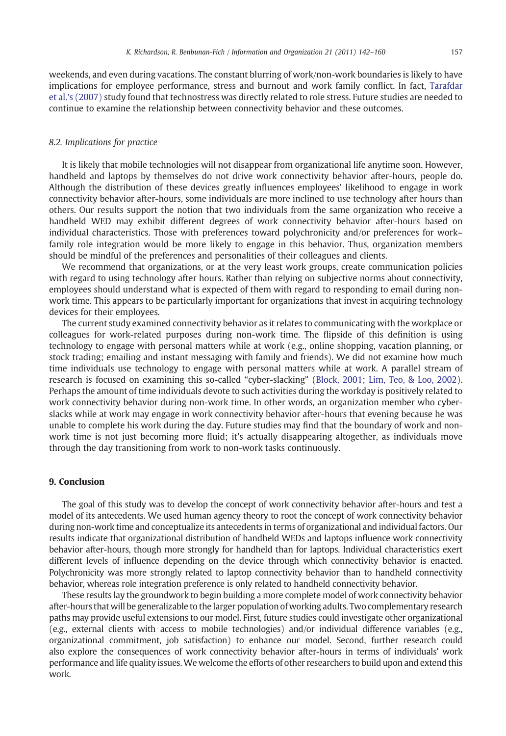weekends, and even during vacations. The constant blurring of work/non-work boundaries is likely to have implications for employee performance, stress and burnout and work family conflict. In fact, Tarafdar et al.'s (2007) study found that technostress was directly related to role stress. Future studies are needed to continue to examine the relationship between connectivity behavior and these outcomes.

### 8.2. Implications for practice

It is likely that mobile technologies will not disappear from organizational life anytime soon. However, handheld and laptops by themselves do not drive work connectivity behavior after-hours, people do. Although the distribution of these devices greatly influences employees' likelihood to engage in work connectivity behavior after-hours, some individuals are more inclined to use technology after hours than others. Our results support the notion that two individuals from the same organization who receive a handheld WED may exhibit different degrees of work connectivity behavior after-hours based on individual characteristics. Those with preferences toward polychronicity and/or preferences for work–family role integration would be more likely to engage in this behavior. Thus, organization members should be mindful of the preferences and personalities of their colleagues and clients.

We recommend that organizations, or at the very least work groups, create communication policies with regard to using technology after hours. Rather than relying on subjective norms about connectivity, employees should understand what is expected of them with regard to responding to email during non-work time. This appears to be particularly important for organizations that invest in acquiring technology devices for their employees.

The current study examined connectivity behavior as it relates to communicating with the workplace or colleagues for work-related purposes during non-work time. The flipside of this definition is using technology to engage with personal matters while at work (e.g., online shopping, vacation planning, or stock trading; emailing and instant messaging with family and friends). We did not examine how much time individuals use technology to engage with personal matters while at work. A parallel stream of research is focused on examining this so-called "cyber-slacking" (Block, 2001; Lim, Teo, & Loo, 2002). Perhaps the amount of time individuals devote to such activities during the workday is positively related to work connectivity behavior during non-work time. In other words, an organization member who cyber-slacks while at work may engage in work connectivity behavior after-hours that evening because he was unable to complete his work during the day. Future studies may find that the boundary of work and non-work time is not just becoming more fluid; it's actually disappearing altogether, as individuals move through the day transitioning from work to non-work tasks continuously.

## 9. Conclusion

The goal of this study was to develop the concept of work connectivity behavior after-hours and test a model of its antecedents. We used human agency theory to root the concept of work connectivity behavior during non-work time and conceptualize its antecedents in terms of organizational and individual factors. Our results indicate that organizational distribution of handheld WEDs and laptops influence work connectivity behavior after-hours, though more strongly for handheld than for laptops. Individual characteristics exert different levels of influence depending on the device through which connectivity behavior is enacted. Polychronicity was more strongly related to laptop connectivity behavior than to handheld connectivity behavior, whereas role integration preference is only related to handheld connectivity behavior.

These results lay the groundwork to begin building a more complete model of work connectivity behavior after-hours that will be generalizable to the larger population of working adults. Two complementary research paths may provide useful extensions to our model. First, future studies could investigate other organizational (e.g., external clients with access to mobile technologies) and/or individual difference variables (e.g., organizational commitment, job satisfaction) to enhance our model. Second, further research could also explore the consequences of work connectivity behavior after-hours in terms of individuals' work performance and life quality issues. We welcome the efforts of other researchers to build upon and extend this work.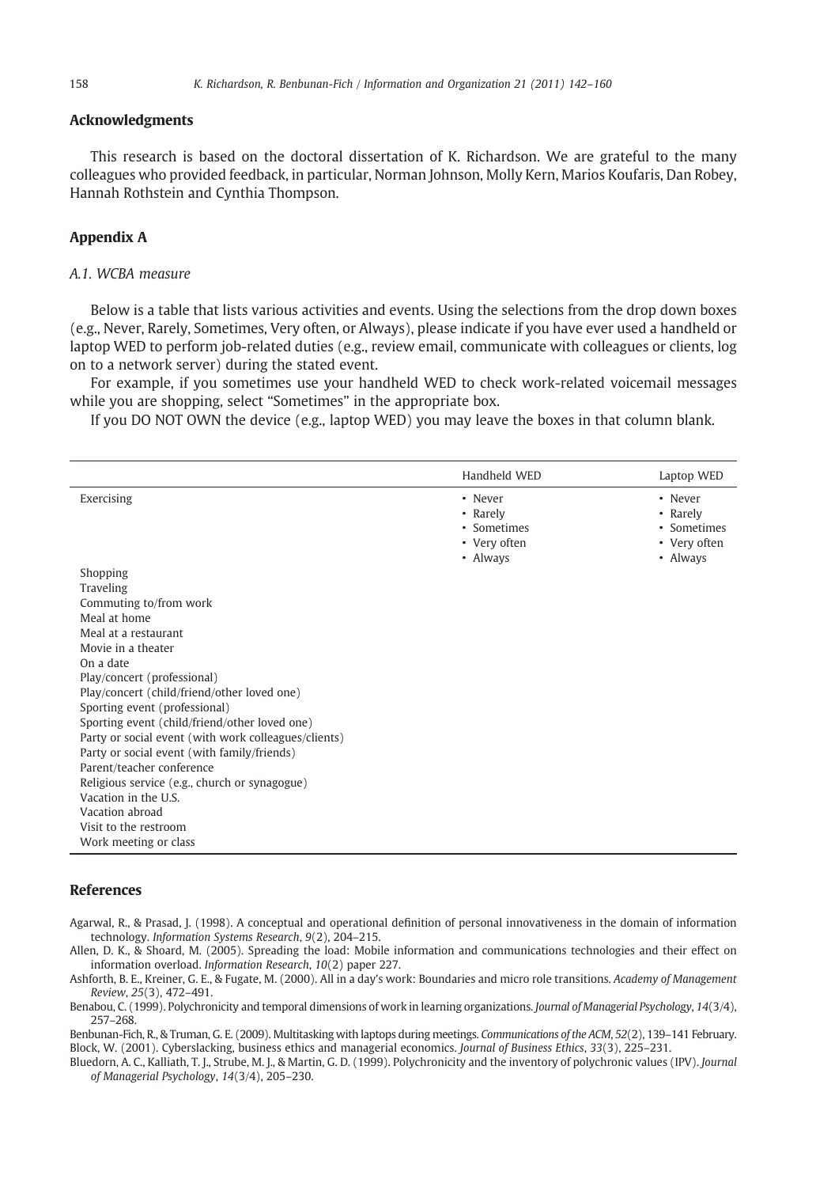## Acknowledgments

This research is based on the doctoral dissertation of K. Richardson. We are grateful to the many colleagues who provided feedback, in particular, Norman Johnson, Molly Kern, Marios Koufaris, Dan Robey, Hannah Rothstein and Cynthia Thompson.

## Appendix A

### *A.1. WCBA measure*

Below is a table that lists various activities and events. Using the selections from the drop down boxes (e.g., Never, Rarely, Sometimes, Very often, or Always), please indicate if you have ever used a handheld or laptop WED to perform job-related duties (e.g., review email, communicate with colleagues or clients, log on to a network server) during the stated event.

For example, if you sometimes use your handheld WED to check work-related voicemail messages while you are shopping, select "Sometimes" in the appropriate box.

If you DO NOT OWN the device (e.g., laptop WED) you may leave the boxes in that column blank.

| | Handheld WED | Laptop WED |
|---|---|---|
| Exercising | • Never<br>• Rarely<br>• Sometimes<br>• Very often<br>• Always | • Never<br>• Rarely<br>• Sometimes<br>• Very often<br>• Always |
| Shopping | | |
| Traveling | | |
| Commuting to/from work | | |
| Meal at home | | |
| Meal at a restaurant | | |
| Movie in a theater | | |
| On a date | | |
| Play/concert (professional) | | |
| Play/concert (child/friend/other loved one) | | |
| Sporting event (professional) | | |
| Sporting event (child/friend/other loved one) | | |
| Party or social event (with work colleagues/clients) | | |
| Party or social event (with family/friends) | | |
| Parent/teacher conference | | |
| Religious service (e.g., church or synagogue) | | |
| Vacation in the U.S. | | |
| Vacation abroad | | |
| Visit to the restroom | | |
| Work meeting or class | | |

## References

Agarwal, R., & Prasad, J. (1998). A conceptual and operational definition of personal innovativeness in the domain of information technology. *Information Systems Research*, *9*(2), 204–215.

Allen, D. K., & Shoard, M. (2005). Spreading the load: Mobile information and communications technologies and their effect on information overload. *Information Research*, *10*(2) paper 227.

Ashforth, B. E., Kreiner, G. E., & Fugate, M. (2000). All in a day's work: Boundaries and micro role transitions. *Academy of Management Review*, *25*(3), 472–491.

Benabou, C. (1999). Polychronicity and temporal dimensions of work in learning organizations. *Journal of Managerial Psychology*, *14*(3/4), 257–268.

Benbunan-Fich, R., & Truman, G. E. (2009). Multitasking with laptops during meetings. *Communications of the ACM*, *52*(2), 139–141 February.

Block, W. (2001). Cyberslacking, business ethics and managerial economics. *Journal of Business Ethics*, *33*(3), 225–231.

Bluedorn, A. C., Kalliath, T. J., Strube, M. J., & Martin, G. D. (1999). Polychronicity and the inventory of polychronic values (IPV). *Journal of Managerial Psychology*, *14*(3/4), 205–230.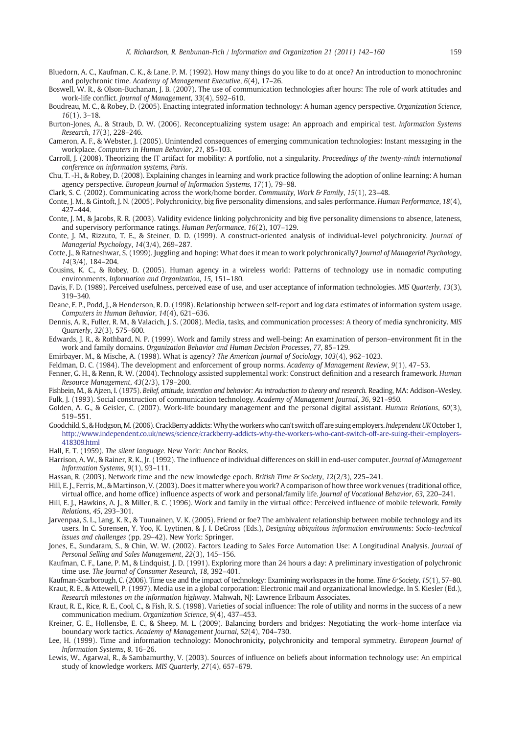Bluedorn, A. C., Kaufman, C. K., & Lane, P. M. (1992). How many things do you like to do at once? An introduction to monochroninc and polychronic time. *Academy of Management Executive*, *6*(4), 17–26.

Boswell, W. R., & Olson-Buchanan, J. B. (2007). The use of communication technologies after hours: The role of work attitudes and work-life conflict. *Journal of Management*, *33*(4), 592–610.

Boudreau, M. C., & Robey, D. (2005). Enacting integrated information technology: A human agency perspective. *Organization Science*, *16*(1), 3–18.

Burton-Jones, A., & Straub, D. W. (2006). Reconceptualizing system usage: An approach and empirical test. *Information Systems Research*, *17*(3), 228–246.

Cameron, A. F., & Webster, J. (2005). Unintended consequences of emerging communication technologies: Instant messaging in the workplace. *Computers in Human Behavior*, *21*, 85–103.

Carroll, J. (2008). Theorizing the IT artifact for mobility: A portfolio, not a singularity. *Proceedings of the twenty-ninth international conference on information systems, Paris*.

Chu, T. -H., & Robey, D. (2008). Explaining changes in learning and work practice following the adoption of online learning: A human agency perspective. *European Journal of Information Systems*, *17*(1), 79–98.

Clark, S. C. (2002). Communicating across the work/home border. *Community, Work & Family*, *15*(1), 23–48.

Conte, J. M., & Gintoft, J. N. (2005). Polychronicity, big five personality dimensions, and sales performance. *Human Performance*, *18*(4), 427–444.

Conte, J. M., & Jacobs, R. R. (2003). Validity evidence linking polychronicity and big five personality dimensions to absence, lateness, and supervisory performance ratings. *Human Performance*, *16*(2), 107–129.

Conte, J. M., Rizzuto, T. E., & Steiner, D. D. (1999). A construct-oriented analysis of individual-level polychronicity. *Journal of Managerial Psychology*, *14*(3/4), 269–287.

Cotte, J., & Ratneshwar, S. (1999). Juggling and hoping: What does it mean to work polychronically? *Journal of Managerial Psychology*, *14*(3/4), 184–204.

Cousins, K. C., & Robey, D. (2005). Human agency in a wireless world: Patterns of technology use in nomadic computing environments. *Information and Organization*, *15*, 151–180.

Davis, F. D. (1989). Perceived usefulness, perceived ease of use, and user acceptance of information technologies. *MIS Quarterly*, *13*(3), 319–340.

Deane, F. P., Podd, J., & Henderson, R. D. (1998). Relationship between self-report and log data estimates of information system usage. *Computers in Human Behavior*, *14*(4), 621–636.

Dennis, A. R., Fuller, R. M., & Valacich, J. S. (2008). Media, tasks, and communication processes: A theory of media synchronicity. *MIS Quarterly*, *32*(3), 575–600.

Edwards, J. R., & Rothbard, N. P. (1999). Work and family stress and well-being: An examination of person–environment fit in the work and family domains. *Organization Behavior and Human Decision Processes*, *77*, 85–129.

Emirbayer, M., & Mische, A. (1998). What is agency? *The American Journal of Sociology*, *103*(4), 962–1023.

Feldman, D. C. (1984). The development and enforcement of group norms. *Academy of Management Review*, *9*(1), 47–53.

Fenner, G. H., & Renn, R. W. (2004). Technology assisted supplemental work: Construct definition and a research framework. *Human Resource Management*, *43*(2/3), 179–200.

Fishbein, M., & Ajzen, I. (1975). *Belief, attitude, intention and behavior: An introduction to theory and research.* Reading, MA: Addison–Wesley.

Fulk, J. (1993). Social construction of communication technology. *Academy of Management Journal*, *36*, 921–950.

Golden, A. G., & Geisler, C. (2007). Work-life boundary management and the personal digital assistant. *Human Relations*, *60*(3), 519–551.

Goodchild, S., & Hodgson, M. (2006). CrackBerry addicts: Why the workers who can't switch off are suing employers. *Independent UK* October 1, http://www.independent.co.uk/news/science/crackberry-addicts-why-the-workers-who-cant-switch-off-are-suing-their-employers-418309.html

Hall, E. T. (1959). *The silent language.* New York: Anchor Books.

Harrison, A. W., & Rainer, R. K., Jr. (1992). The influence of individual differences on skill in end-user computer. *Journal of Management Information Systems*, *9*(1), 93–111.

Hassan, R. (2003). Network time and the new knowledge epoch. *British Time & Society*, *12*(2/3), 225–241.

Hill, E. J., Ferris, M., & Martinson, V. (2003). Does it matter where you work? A comparison of how three work venues (traditional office, virtual office, and home office) influence aspects of work and personal/family life. *Journal of Vocational Behavior*, *63*, 220–241.

Hill, E. J., Hawkins, A. J., & Miller, B. C. (1996). Work and family in the virtual office: Perceived influence of mobile telework. *Family Relations*, *45*, 293–301.

Jarvenpaa, S. L., Lang, K. R., & Tuunainen, V. K. (2005). Friend or foe? The ambivalent relationship between mobile technology and its users. In C. Sorensen, Y. Yoo, K. Lyytinen, & J. I. DeGross (Eds.), *Designing ubiquitous information environments: Socio-technical issues and challenges* (pp. 29–42). New York: Springer.

Jones, E., Sundaram, S., & Chin, W. W. (2002). Factors Leading to Sales Force Automation Use: A Longitudinal Analysis. *Journal of Personal Selling and Sales Management*, *22*(3), 145–156.

Kaufman, C. F., Lane, P. M., & Lindquist, J. D. (1991). Exploring more than 24 hours a day: A preliminary investigation of polychronic time use. *The Journal of Consumer Research*, *18*, 392–401.

Kaufman-Scarborough, C. (2006). Time use and the impact of technology: Examining workspaces in the home. *Time & Society*, *15*(1), 57–80.

Kraut, R. E., & Attewell, P. (1997). Media use in a global corporation: Electronic mail and organizational knowledge. In S. Kiesler (Ed.), *Research milestones on the information highway*. Mahwah, NJ: Lawrence Erlbaum Associates.

Kraut, R. E., Rice, R. E., Cool, C., & Fish, R. S. (1998). Varieties of social influence: The role of utility and norms in the success of a new communication medium. *Organization Science*, *9*(4), 437–453.

Kreiner, G. E., Hollensbe, E. C., & Sheep, M. L. (2009). Balancing borders and bridges: Negotiating the work–home interface via boundary work tactics. *Academy of Management Journal*, *52*(4), 704–730.

Lee, H. (1999). Time and information technology: Monochronicity, polychronicity and temporal symmetry. *European Journal of Information Systems*, *8*, 16–26.

Lewis, W., Agarwal, R., & Sambamurthy, V. (2003). Sources of influence on beliefs about information technology use: An empirical study of knowledge workers. *MIS Quarterly*, *27*(4), 657–679.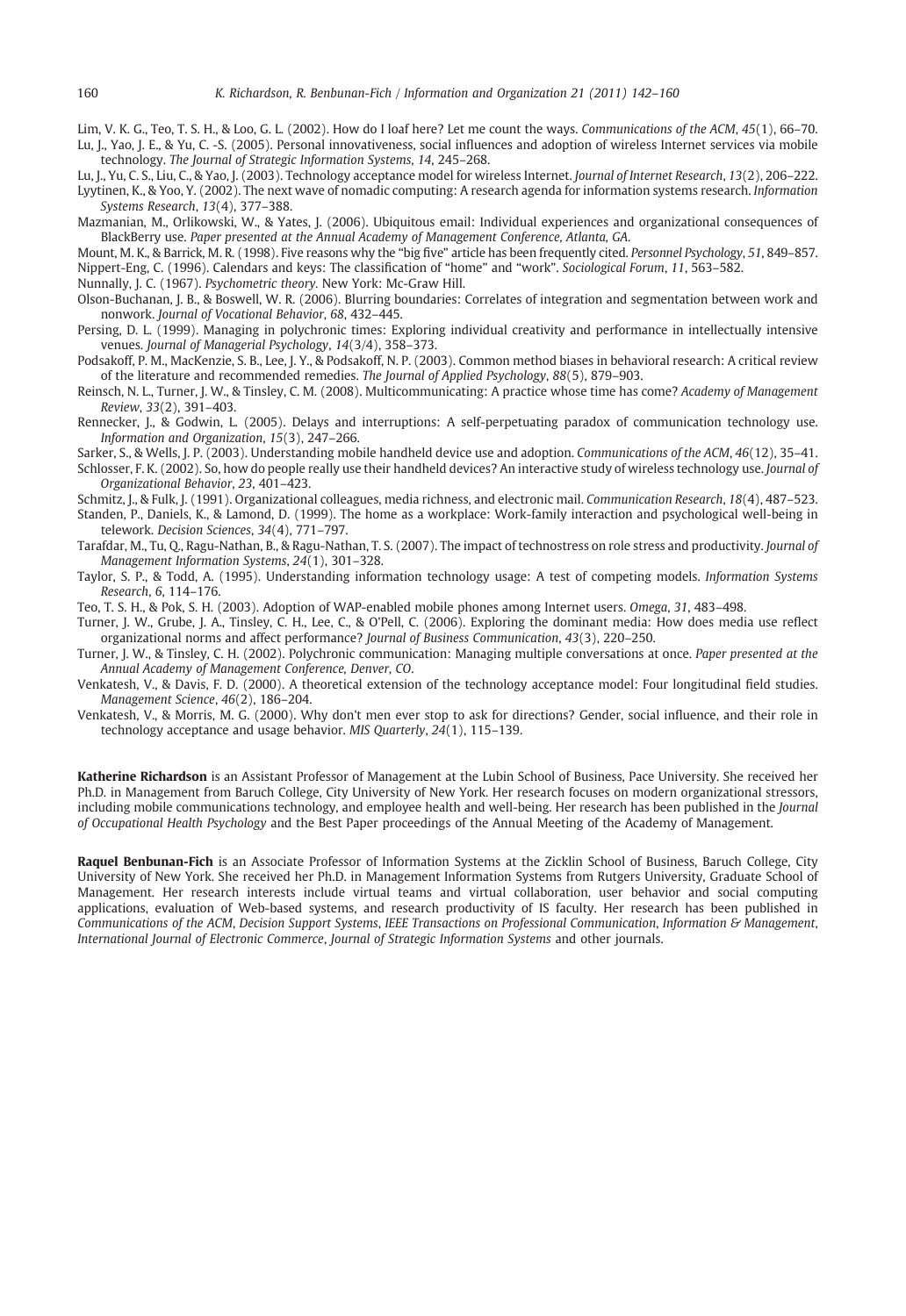Lim, V. K. G., Teo, T. S. H., & Loo, G. L. (2002). How do I loaf here? Let me count the ways. *Communications of the ACM*, *45*(1), 66–70.

Lu, J., Yao, J. E., & Yu, C. -S. (2005). Personal innovativeness, social influences and adoption of wireless Internet services via mobile technology. *The Journal of Strategic Information Systems*, *14*, 245–268.

Lu, J., Yu, C. S., Liu, C., & Yao, J. (2003). Technology acceptance model for wireless Internet. *Journal of Internet Research*, *13*(2), 206–222.

Lyytinen, K., & Yoo, Y. (2002). The next wave of nomadic computing: A research agenda for information systems research. *Information Systems Research*, *13*(4), 377–388.

Mazmanian, M., Orlikowski, W., & Yates, J. (2006). Ubiquitous email: Individual experiences and organizational consequences of BlackBerry use. *Paper presented at the Annual Academy of Management Conference, Atlanta, GA*.

Mount, M. K., & Barrick, M. R. (1998). Five reasons why the "big five" article has been frequently cited. *Personnel Psychology*, *51*, 849–857.

Nippert-Eng, C. (1996). Calendars and keys: The classification of "home" and "work". *Sociological Forum*, *11*, 563–582.

Nunnally, J. C. (1967). *Psychometric theory*. New York: Mc-Graw Hill.

Olson-Buchanan, J. B., & Boswell, W. R. (2006). Blurring boundaries: Correlates of integration and segmentation between work and nonwork. *Journal of Vocational Behavior*, *68*, 432–445.

Persing, D. L. (1999). Managing in polychronic times: Exploring individual creativity and performance in intellectually intensive venues. *Journal of Managerial Psychology*, *14*(3/4), 358–373.

Podsakoff, P. M., MacKenzie, S. B., Lee, J. Y., & Podsakoff, N. P. (2003). Common method biases in behavioral research: A critical review of the literature and recommended remedies. *The Journal of Applied Psychology*, *88*(5), 879–903.

Reinsch, N. L., Turner, J. W., & Tinsley, C. M. (2008). Multicommunicating: A practice whose time has come? *Academy of Management Review*, *33*(2), 391–403.

Rennecker, J., & Godwin, L. (2005). Delays and interruptions: A self-perpetuating paradox of communication technology use. *Information and Organization*, *15*(3), 247–266.

Sarker, S., & Wells, J. P. (2003). Understanding mobile handheld device use and adoption. *Communications of the ACM*, *46*(12), 35–41.

Schlosser, F. K. (2002). So, how do people really use their handheld devices? An interactive study of wireless technology use. *Journal of Organizational Behavior*, *23*, 401–423.

Schmitz, J., & Fulk, J. (1991). Organizational colleagues, media richness, and electronic mail. *Communication Research*, *18*(4), 487–523.

Standen, P., Daniels, K., & Lamond, D. (1999). The home as a workplace: Work-family interaction and psychological well-being in telework. *Decision Sciences*, *34*(4), 771–797.

Tarafdar, M., Tu, Q., Ragu-Nathan, B., & Ragu-Nathan, T. S. (2007). The impact of technostress on role stress and productivity. *Journal of Management Information Systems*, *24*(1), 301–328.

Taylor, S. P., & Todd, A. (1995). Understanding information technology usage: A test of competing models. *Information Systems Research*, *6*, 114–176.

Teo, T. S. H., & Pok, S. H. (2003). Adoption of WAP-enabled mobile phones among Internet users. *Omega*, *31*, 483–498.

Turner, J. W., Grube, J. A., Tinsley, C. H., Lee, C., & O'Pell, C. (2006). Exploring the dominant media: How does media use reflect organizational norms and affect performance? *Journal of Business Communication*, *43*(3), 220–250.

Turner, J. W., & Tinsley, C. H. (2002). Polychronic communication: Managing multiple conversations at once. *Paper presented at the Annual Academy of Management Conference, Denver, CO*.

Venkatesh, V., & Davis, F. D. (2000). A theoretical extension of the technology acceptance model: Four longitudinal field studies. *Management Science*, *46*(2), 186–204.

Venkatesh, V., & Morris, M. G. (2000). Why don't men ever stop to ask for directions? Gender, social influence, and their role in technology acceptance and usage behavior. *MIS Quarterly*, *24*(1), 115–139.

**Katherine Richardson** is an Assistant Professor of Management at the Lubin School of Business, Pace University. She received her Ph.D. in Management from Baruch College, City University of New York. Her research focuses on modern organizational stressors, including mobile communications technology, and employee health and well-being. Her research has been published in the *Journal of Occupational Health Psychology* and the Best Paper proceedings of the Annual Meeting of the Academy of Management.

**Raquel Benbunan-Fich** is an Associate Professor of Information Systems at the Zicklin School of Business, Baruch College, City University of New York. She received her Ph.D. in Management Information Systems from Rutgers University, Graduate School of Management. Her research interests include virtual teams and virtual collaboration, user behavior and social computing applications, evaluation of Web-based systems, and research productivity of IS faculty. Her research has been published in *Communications of the ACM*, *Decision Support Systems*, *IEEE Transactions on Professional Communication*, *Information & Management*, *International Journal of Electronic Commerce*, *Journal of Strategic Information Systems* and other journals.